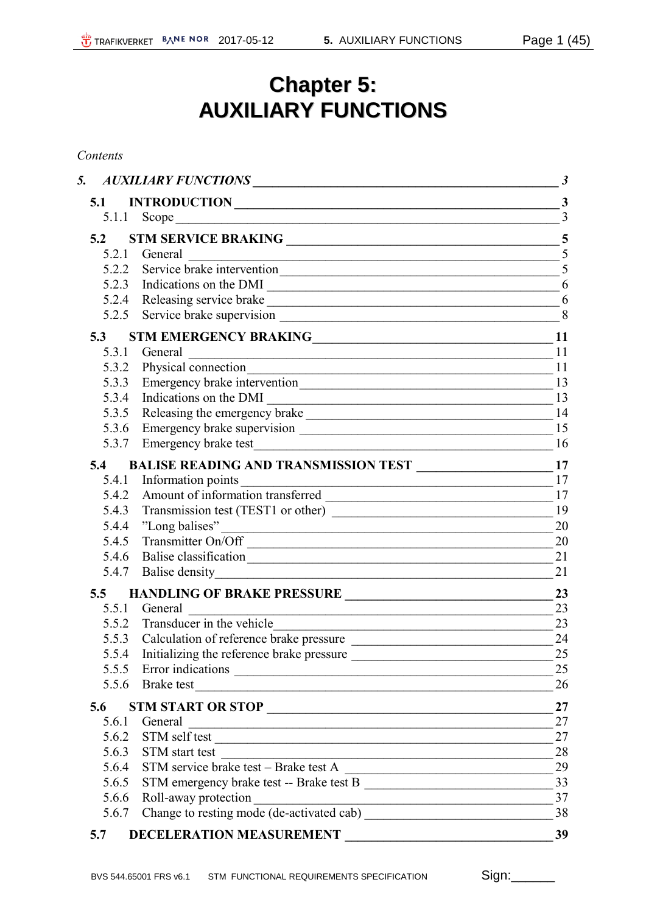# Chapter 5:
# AUXILIARY FUNCTIONS

*Contents*

*5. AUXILIARY FUNCTIONS* — *3*

**5.1 INTRODUCTION** — **3**
- 5.1.1 Scope — 3

**5.2 STM SERVICE BRAKING** — **5**
- 5.2.1 General — 5
- 5.2.2 Service brake intervention — 5
- 5.2.3 Indications on the DMI — 6
- 5.2.4 Releasing service brake — 6
- 5.2.5 Service brake supervision — 8

**5.3 STM EMERGENCY BRAKING** — **11**
- 5.3.1 General — 11
- 5.3.2 Physical connection — 11
- 5.3.3 Emergency brake intervention — 13
- 5.3.4 Indications on the DMI — 13
- 5.3.5 Releasing the emergency brake — 14
- 5.3.6 Emergency brake supervision — 15
- 5.3.7 Emergency brake test — 16

**5.4 BALISE READING AND TRANSMISSION TEST** — **17**
- 5.4.1 Information points — 17
- 5.4.2 Amount of information transferred — 17
- 5.4.3 Transmission test (TEST1 or other) — 19
- 5.4.4 "Long balises" — 20
- 5.4.5 Transmitter On/Off — 20
- 5.4.6 Balise classification — 21
- 5.4.7 Balise density — 21

**5.5 HANDLING OF BRAKE PRESSURE** — **23**
- 5.5.1 General — 23
- 5.5.2 Transducer in the vehicle — 23
- 5.5.3 Calculation of reference brake pressure — 24
- 5.5.4 Initializing the reference brake pressure — 25
- 5.5.5 Error indications — 25
- 5.5.6 Brake test — 26

**5.6 STM START OR STOP** — **27**
- 5.6.1 General — 27
- 5.6.2 STM self test — 27
- 5.6.3 STM start test — 28
- 5.6.4 STM service brake test – Brake test A — 29
- 5.6.5 STM emergency brake test -- Brake test B — 33
- 5.6.6 Roll-away protection — 37
- 5.6.7 Change to resting mode (de-activated cab) — 38

**5.7 DECELERATION MEASUREMENT** — **39**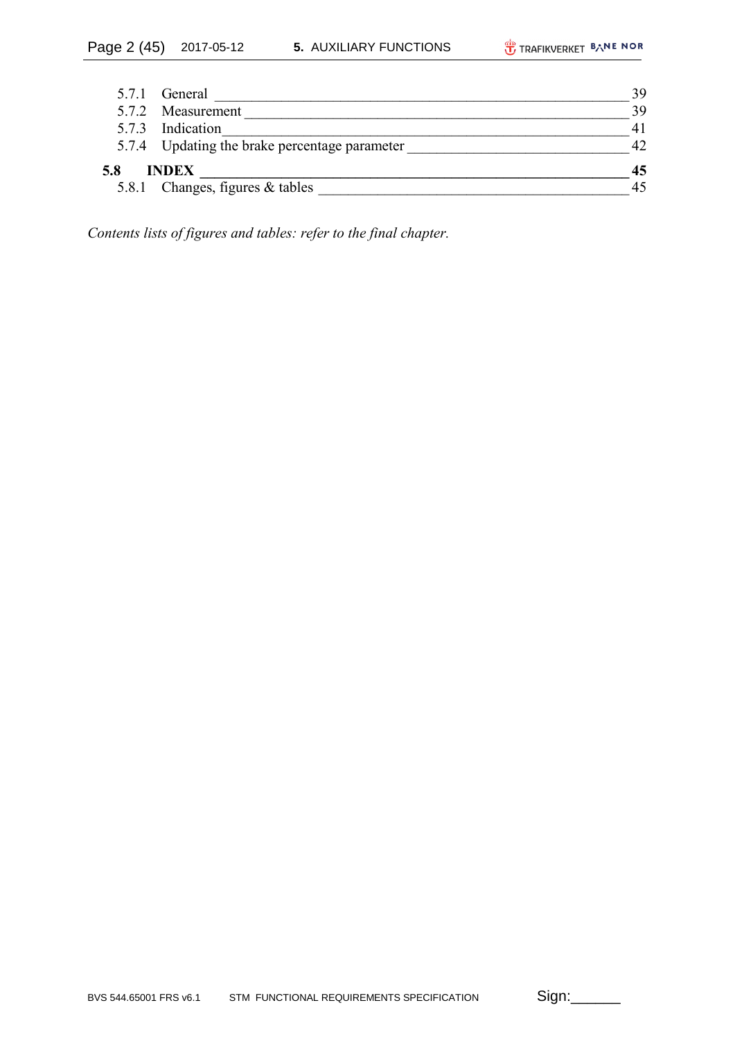5.7.1 General ____ 39
5.7.2 Measurement ____ 39
5.7.3 Indication ____ 41
5.7.4 Updating the brake percentage parameter ____ 42

**5.8 INDEX ____ 45**

5.8.1 Changes, figures & tables ____ 45

*Contents lists of figures and tables: refer to the final chapter.*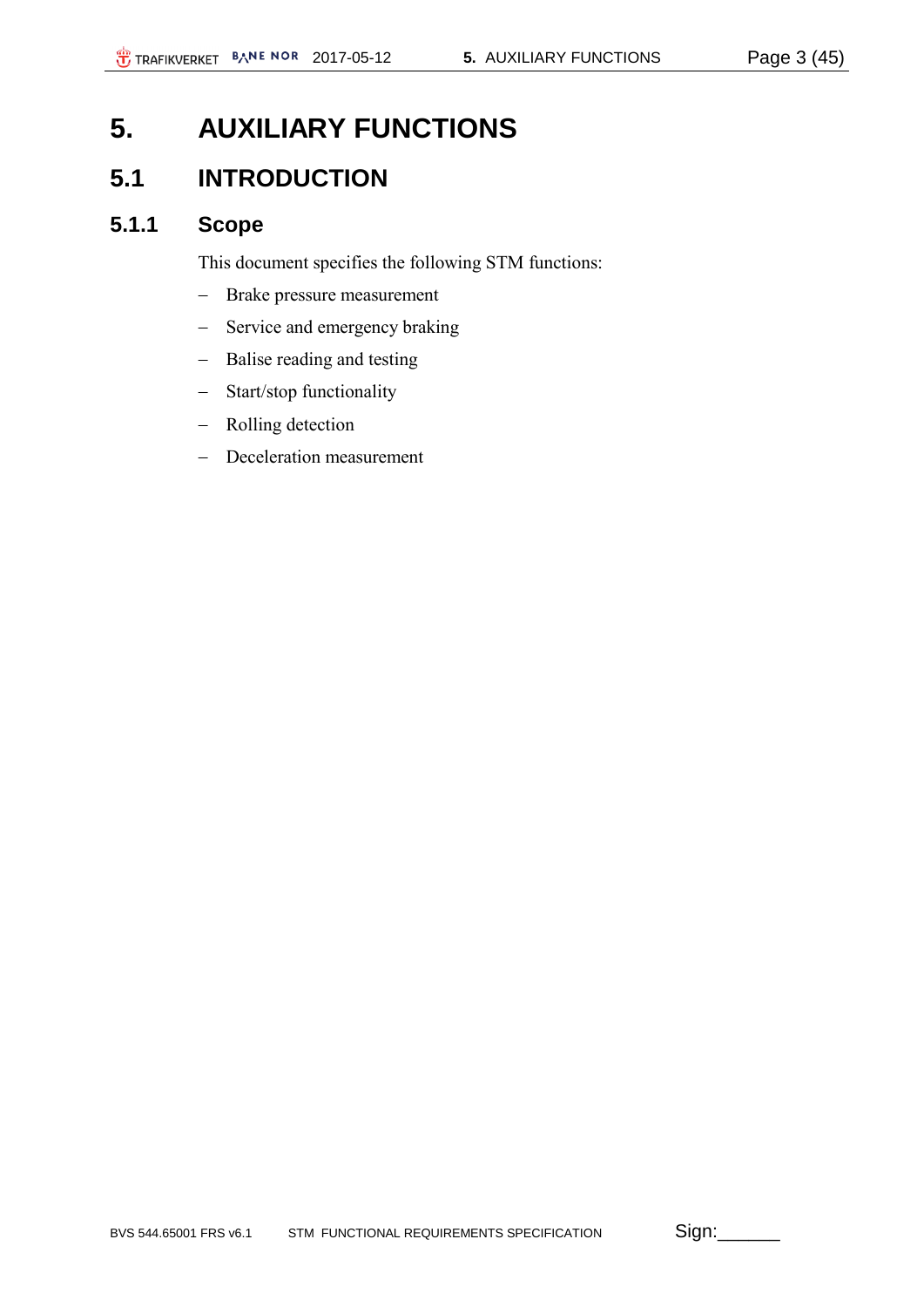# 5. AUXILIARY FUNCTIONS

## 5.1 INTRODUCTION

### 5.1.1 Scope

This document specifies the following STM functions:

- Brake pressure measurement
- Service and emergency braking
- Balise reading and testing
- Start/stop functionality
- Rolling detection
- Deceleration measurement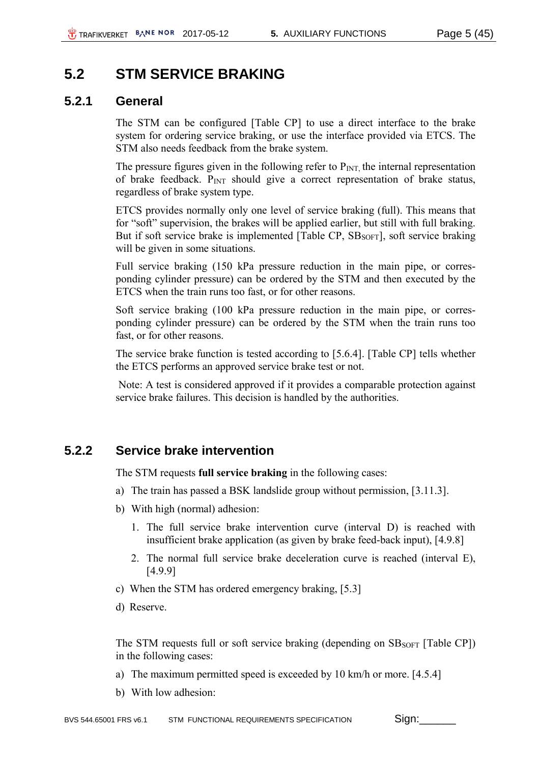## 5.2 STM SERVICE BRAKING

### 5.2.1 General

The STM can be configured [Table CP] to use a direct interface to the brake system for ordering service braking, or use the interface provided via ETCS. The STM also needs feedback from the brake system.

The pressure figures given in the following refer to $P_{INT}$, the internal representation of brake feedback. $P_{INT}$ should give a correct representation of brake status, regardless of brake system type.

ETCS provides normally only one level of service braking (full). This means that for "soft" supervision, the brakes will be applied earlier, but still with full braking. But if soft service brake is implemented [Table CP, $SB_{SOFT}$], soft service braking will be given in some situations.

Full service braking (150 kPa pressure reduction in the main pipe, or corresponding cylinder pressure) can be ordered by the STM and then executed by the ETCS when the train runs too fast, or for other reasons.

Soft service braking (100 kPa pressure reduction in the main pipe, or corresponding cylinder pressure) can be ordered by the STM when the train runs too fast, or for other reasons.

The service brake function is tested according to [5.6.4]. [Table CP] tells whether the ETCS performs an approved service brake test or not.

Note: A test is considered approved if it provides a comparable protection against service brake failures. This decision is handled by the authorities.

### 5.2.2 Service brake intervention

The STM requests **full service braking** in the following cases:

a) The train has passed a BSK landslide group without permission, [3.11.3].

b) With high (normal) adhesion:

   1. The full service brake intervention curve (interval D) is reached with insufficient brake application (as given by brake feed-back input), [4.9.8]

   2. The normal full service brake deceleration curve is reached (interval E), [4.9.9]

c) When the STM has ordered emergency braking, [5.3]

d) Reserve.

The STM requests full or soft service braking (depending on $SB_{SOFT}$ [Table CP]) in the following cases:

a) The maximum permitted speed is exceeded by 10 km/h or more. [4.5.4]

b) With low adhesion: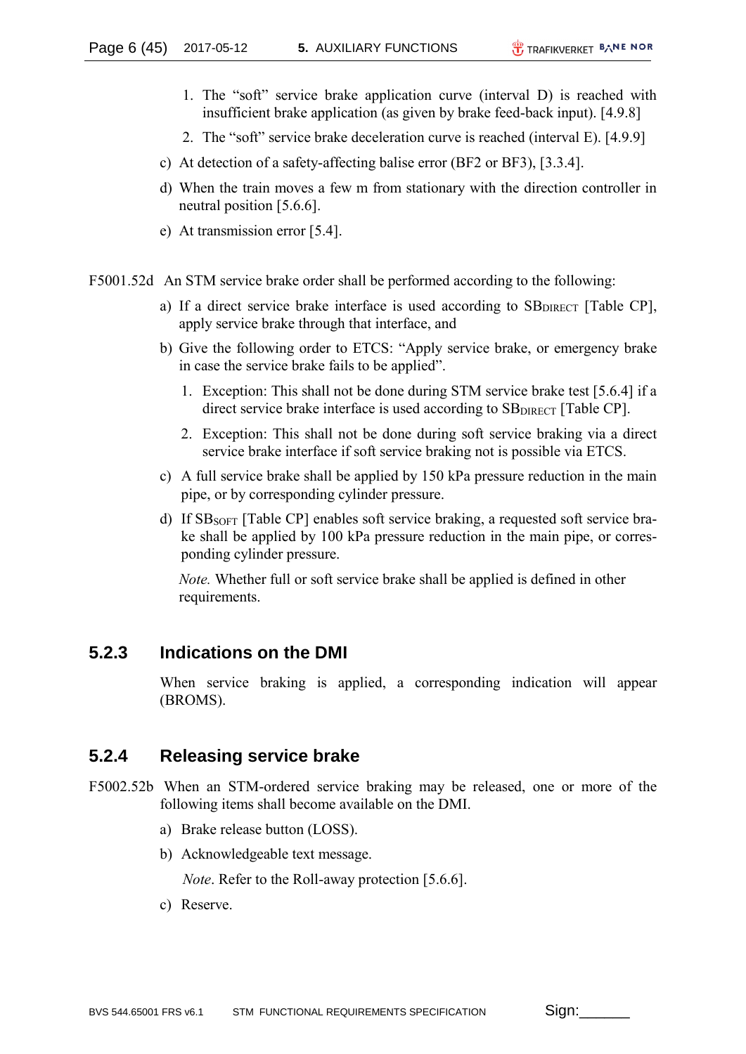1. The “soft” service brake application curve (interval D) is reached with insufficient brake application (as given by brake feed-back input). [4.9.8]
2. The “soft” service brake deceleration curve is reached (interval E). [4.9.9]

c) At detection of a safety-affecting balise error (BF2 or BF3), [3.3.4].

d) When the train moves a few m from stationary with the direction controller in neutral position [5.6.6].

e) At transmission error [5.4].

F5001.52d An STM service brake order shall be performed according to the following:

a) If a direct service brake interface is used according to $SB_{DIRECT}$ [Table CP], apply service brake through that interface, and

b) Give the following order to ETCS: “Apply service brake, or emergency brake in case the service brake fails to be applied”.

1. Exception: This shall not be done during STM service brake test [5.6.4] if a direct service brake interface is used according to $SB_{DIRECT}$ [Table CP].
2. Exception: This shall not be done during soft service braking via a direct service brake interface if soft service braking not is possible via ETCS.

c) A full service brake shall be applied by 150 kPa pressure reduction in the main pipe, or by corresponding cylinder pressure.

d) If $SB_{SOFT}$ [Table CP] enables soft service braking, a requested soft service brake shall be applied by 100 kPa pressure reduction in the main pipe, or corresponding cylinder pressure.

*Note.* Whether full or soft service brake shall be applied is defined in other requirements.

### 5.2.3 Indications on the DMI

When service braking is applied, a corresponding indication will appear (BROMS).

### 5.2.4 Releasing service brake

F5002.52b When an STM-ordered service braking may be released, one or more of the following items shall become available on the DMI.

a) Brake release button (LOSS).

b) Acknowledgeable text message.

*Note*. Refer to the Roll-away protection [5.6.6].

c) Reserve.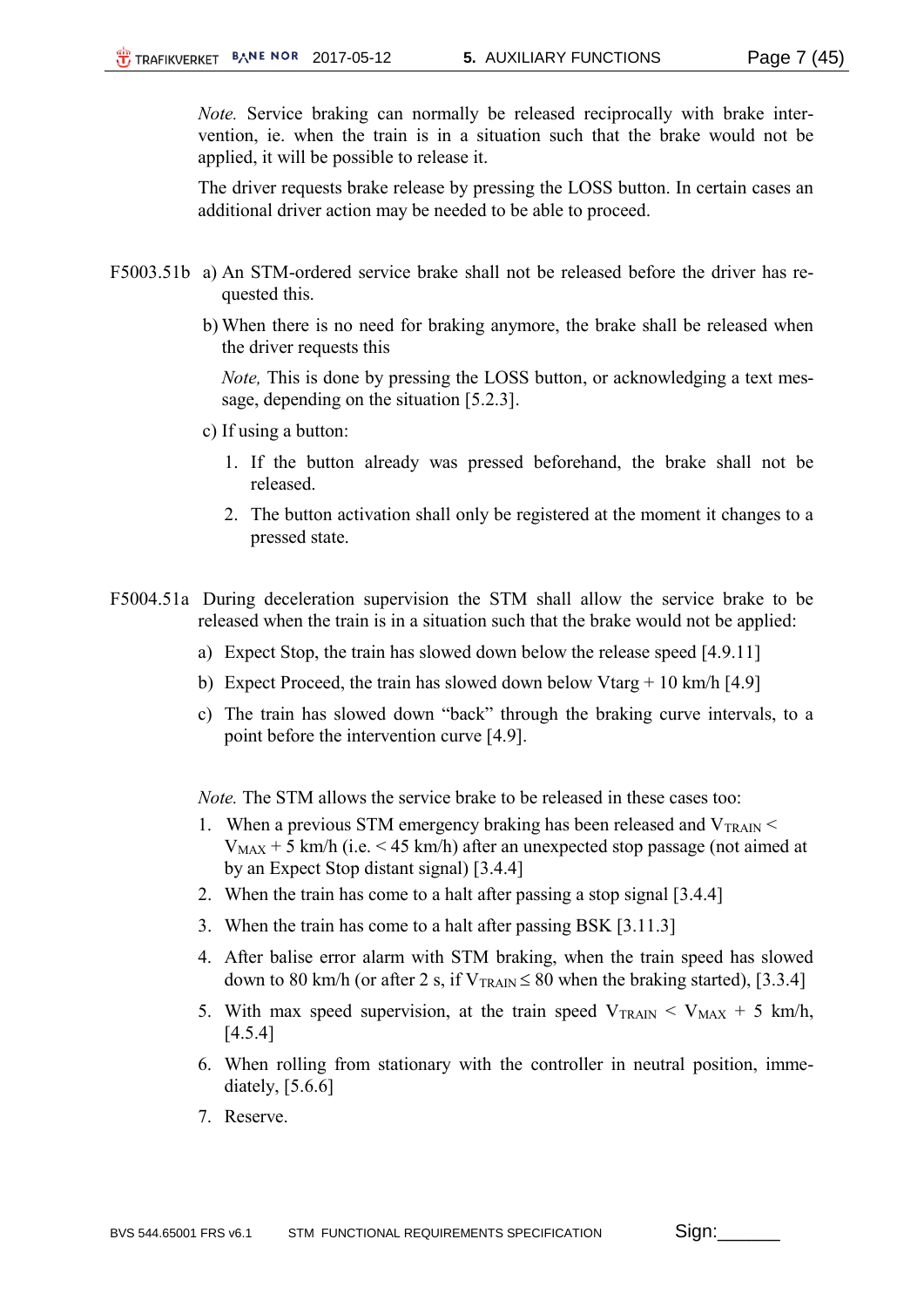*Note.* Service braking can normally be released reciprocally with brake intervention, ie. when the train is in a situation such that the brake would not be applied, it will be possible to release it.

The driver requests brake release by pressing the LOSS button. In certain cases an additional driver action may be needed to be able to proceed.

F5003.51b a) An STM-ordered service brake shall not be released before the driver has requested this.

b) When there is no need for braking anymore, the brake shall be released when the driver requests this

*Note,* This is done by pressing the LOSS button, or acknowledging a text message, depending on the situation [5.2.3].

c) If using a button:

1. If the button already was pressed beforehand, the brake shall not be released.
2. The button activation shall only be registered at the moment it changes to a pressed state.

F5004.51a During deceleration supervision the STM shall allow the service brake to be released when the train is in a situation such that the brake would not be applied:

a) Expect Stop, the train has slowed down below the release speed [4.9.11]

b) Expect Proceed, the train has slowed down below Vtarg + 10 km/h [4.9]

c) The train has slowed down "back" through the braking curve intervals, to a point before the intervention curve [4.9].

*Note.* The STM allows the service brake to be released in these cases too:

1. When a previous STM emergency braking has been released and $V_{TRAIN} < V_{MAX} + 5$ km/h (i.e. < 45 km/h) after an unexpected stop passage (not aimed at by an Expect Stop distant signal) [3.4.4]
2. When the train has come to a halt after passing a stop signal [3.4.4]
3. When the train has come to a halt after passing BSK [3.11.3]
4. After balise error alarm with STM braking, when the train speed has slowed down to 80 km/h (or after 2 s, if $V_{TRAIN} \leq 80$ when the braking started), [3.3.4]
5. With max speed supervision, at the train speed $V_{TRAIN} < V_{MAX} + 5$ km/h, [4.5.4]
6. When rolling from stationary with the controller in neutral position, immediately, [5.6.6]
7. Reserve.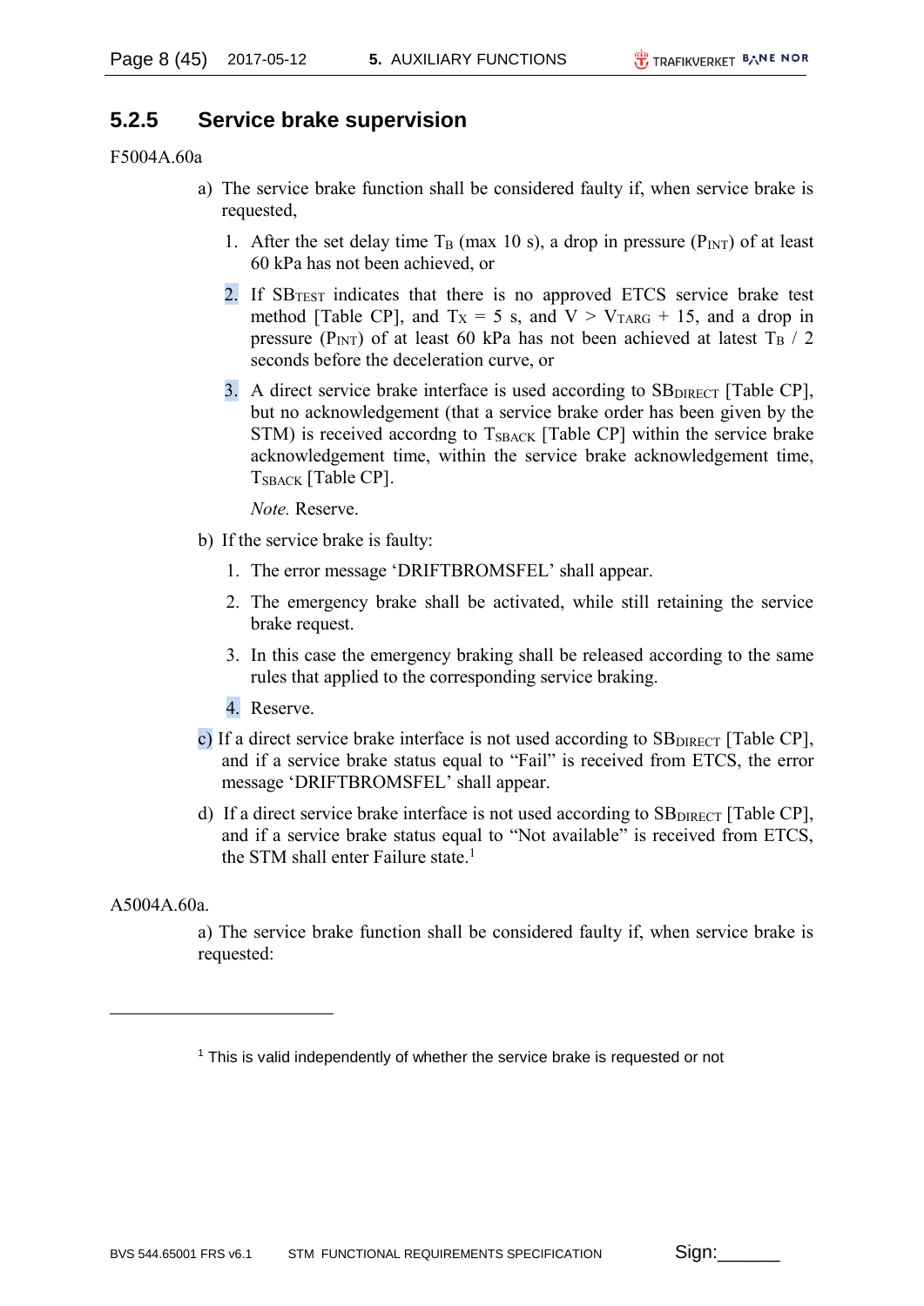### 5.2.5 Service brake supervision

F5004A.60a

a) The service brake function shall be considered faulty if, when service brake is requested,

1. After the set delay time $T_B$ (max 10 s), a drop in pressure ($P_{INT}$) of at least 60 kPa has not been achieved, or
2. If $SB_{TEST}$ indicates that there is no approved ETCS service brake test method [Table CP], and $T_X$ = 5 s, and $V > V_{TARG} + 15$, and a drop in pressure ($P_{INT}$) of at least 60 kPa has not been achieved at latest $T_B$ / 2 seconds before the deceleration curve, or
3. A direct service brake interface is used according to $SB_{DIRECT}$ [Table CP], but no acknowledgement (that a service brake order has been given by the STM) is received accordng to $T_{SBACK}$ [Table CP] within the service brake acknowledgement time, within the service brake acknowledgement time, $T_{SBACK}$ [Table CP].

   *Note.* Reserve.

b) If the service brake is faulty:

1. The error message 'DRIFTBROMSFEL' shall appear.
2. The emergency brake shall be activated, while still retaining the service brake request.
3. In this case the emergency braking shall be released according to the same rules that applied to the corresponding service braking.
4. Reserve.

c) If a direct service brake interface is not used according to $SB_{DIRECT}$ [Table CP], and if a service brake status equal to "Fail" is received from ETCS, the error message 'DRIFTBROMSFEL' shall appear.

d) If a direct service brake interface is not used according to $SB_{DIRECT}$ [Table CP], and if a service brake status equal to "Not available" is received from ETCS, the STM shall enter Failure state.[1]

A5004A.60a.

a) The service brake function shall be considered faulty if, when service brake is requested:

[1] This is valid independently of whether the service brake is requested or not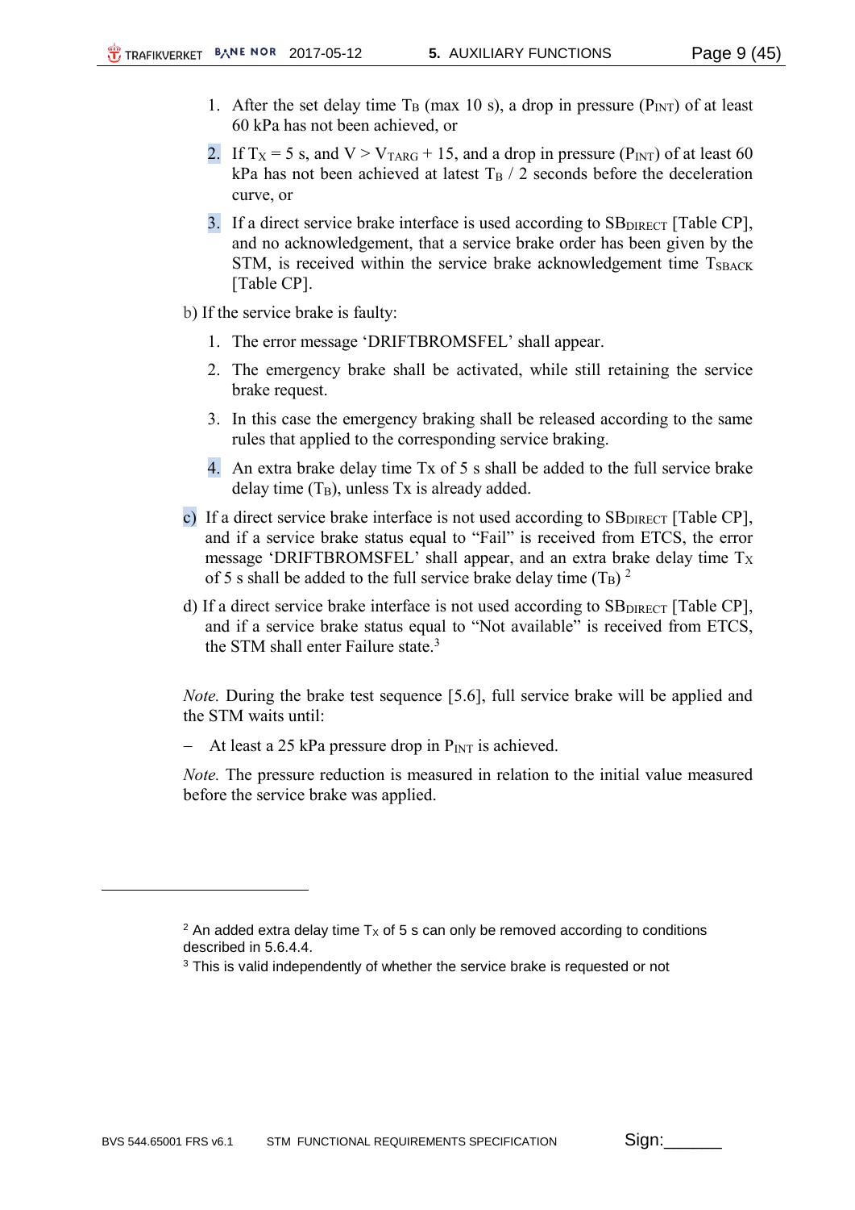1. After the set delay time $T_B$ (max 10 s), a drop in pressure ($P_{INT}$) of at least 60 kPa has not been achieved, or
2. If $T_X = 5$ s, and $V > V_{TARG} + 15$, and a drop in pressure ($P_{INT}$) of at least 60 kPa has not been achieved at latest $T_B$ / 2 seconds before the deceleration curve, or
3. If a direct service brake interface is used according to $SB_{DIRECT}$ [Table CP], and no acknowledgement, that a service brake order has been given by the STM, is received within the service brake acknowledgement time $T_{SBACK}$ [Table CP].

b) If the service brake is faulty:

1. The error message 'DRIFTBROMSFEL' shall appear.
2. The emergency brake shall be activated, while still retaining the service brake request.
3. In this case the emergency braking shall be released according to the same rules that applied to the corresponding service braking.
4. An extra brake delay time Tx of 5 s shall be added to the full service brake delay time ($T_B$), unless Tx is already added.

c) If a direct service brake interface is not used according to $SB_{DIRECT}$ [Table CP], and if a service brake status equal to "Fail" is received from ETCS, the error message 'DRIFTBROMSFEL' shall appear, and an extra brake delay time $T_X$ of 5 s shall be added to the full service brake delay time ($T_B$) [2]

d) If a direct service brake interface is not used according to $SB_{DIRECT}$ [Table CP], and if a service brake status equal to "Not available" is received from ETCS, the STM shall enter Failure state.[3]

*Note.* During the brake test sequence [5.6], full service brake will be applied and the STM waits until:

- At least a 25 kPa pressure drop in $P_{INT}$ is achieved.

*Note.* The pressure reduction is measured in relation to the initial value measured before the service brake was applied.

---

[2] An added extra delay time $T_X$ of 5 s can only be removed according to conditions described in 5.6.4.4.

[3] This is valid independently of whether the service brake is requested or not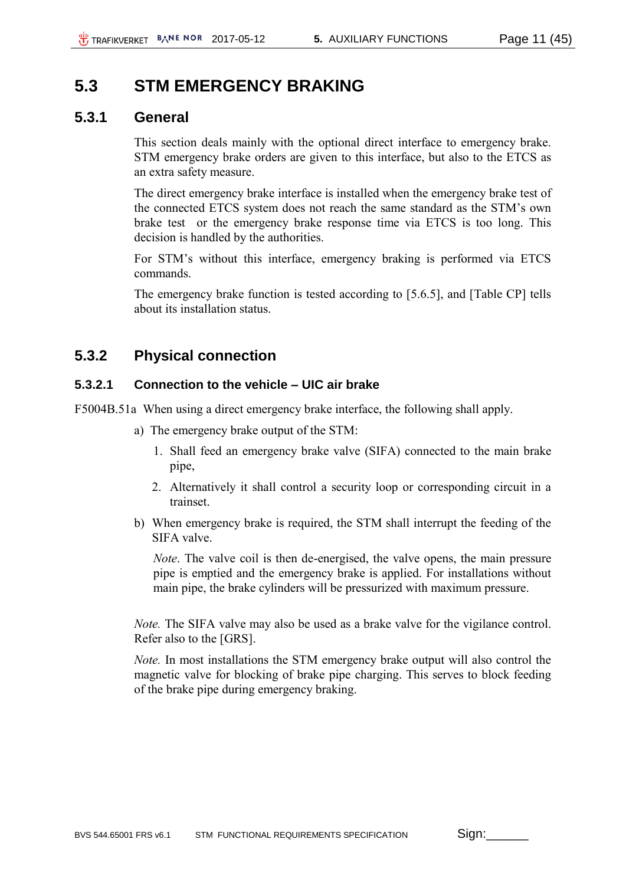# 5.3 STM EMERGENCY BRAKING

## 5.3.1 General

This section deals mainly with the optional direct interface to emergency brake. STM emergency brake orders are given to this interface, but also to the ETCS as an extra safety measure.

The direct emergency brake interface is installed when the emergency brake test of the connected ETCS system does not reach the same standard as the STM's own brake test or the emergency brake response time via ETCS is too long. This decision is handled by the authorities.

For STM's without this interface, emergency braking is performed via ETCS commands.

The emergency brake function is tested according to [5.6.5], and [Table CP] tells about its installation status.

## 5.3.2 Physical connection

### 5.3.2.1 Connection to the vehicle – UIC air brake

F5004B.51a When using a direct emergency brake interface, the following shall apply.

a) The emergency brake output of the STM:

1. Shall feed an emergency brake valve (SIFA) connected to the main brake pipe,
2. Alternatively it shall control a security loop or corresponding circuit in a trainset.

b) When emergency brake is required, the STM shall interrupt the feeding of the SIFA valve.

*Note*. The valve coil is then de-energised, the valve opens, the main pressure pipe is emptied and the emergency brake is applied. For installations without main pipe, the brake cylinders will be pressurized with maximum pressure.

*Note.* The SIFA valve may also be used as a brake valve for the vigilance control. Refer also to the [GRS].

*Note.* In most installations the STM emergency brake output will also control the magnetic valve for blocking of brake pipe charging. This serves to block feeding of the brake pipe during emergency braking.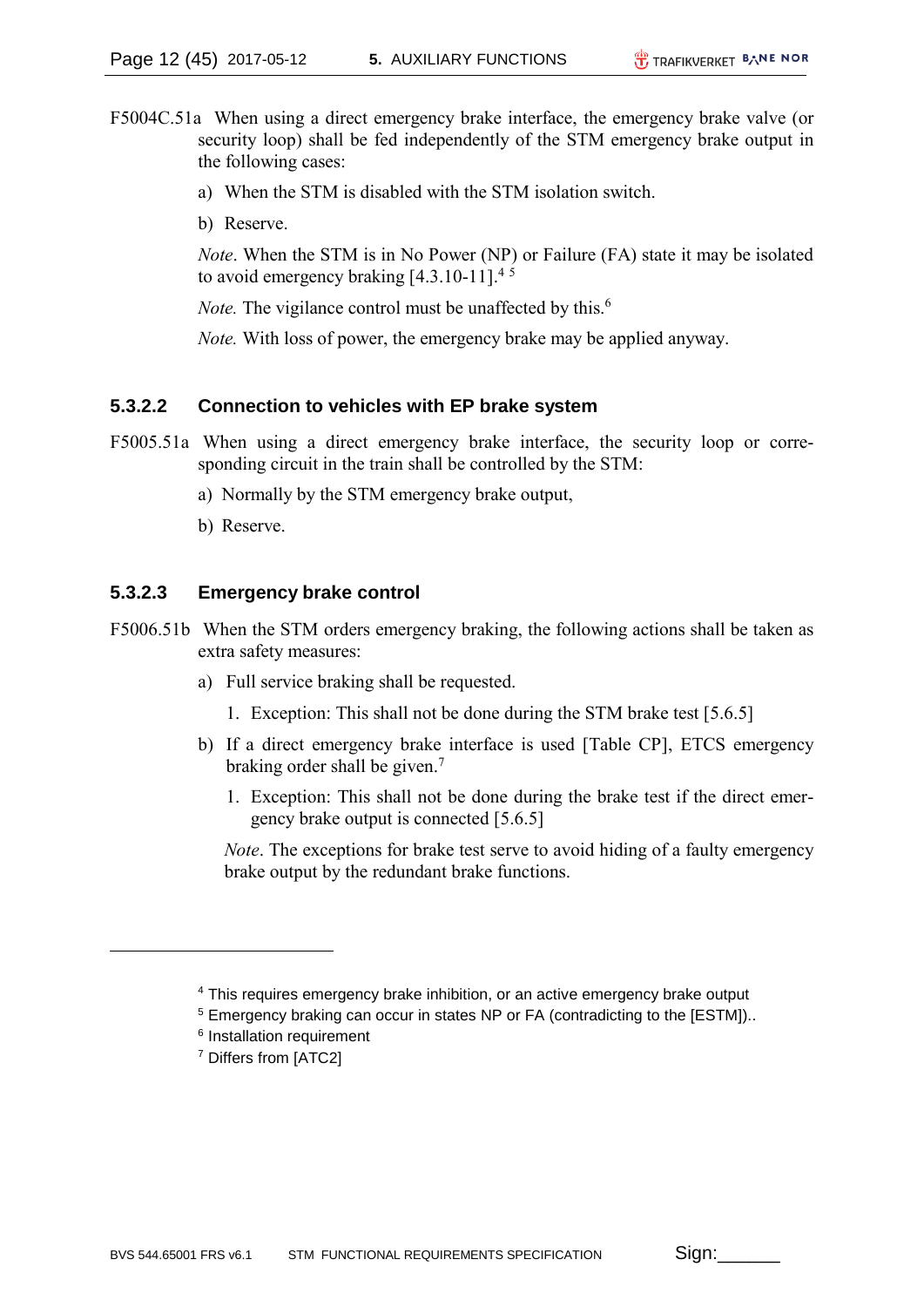F5004C.51a When using a direct emergency brake interface, the emergency brake valve (or security loop) shall be fed independently of the STM emergency brake output in the following cases:

a) When the STM is disabled with the STM isolation switch.

b) Reserve.

*Note*. When the STM is in No Power (NP) or Failure (FA) state it may be isolated to avoid emergency braking [4.3.10-11].[4] [5]

*Note.* The vigilance control must be unaffected by this.[6]

*Note.* With loss of power, the emergency brake may be applied anyway.

#### 5.3.2.2 Connection to vehicles with EP brake system

F5005.51a When using a direct emergency brake interface, the security loop or corresponding circuit in the train shall be controlled by the STM:

a) Normally by the STM emergency brake output,

b) Reserve.

#### 5.3.2.3 Emergency brake control

F5006.51b When the STM orders emergency braking, the following actions shall be taken as extra safety measures:

a) Full service braking shall be requested.

   1. Exception: This shall not be done during the STM brake test [5.6.5]

b) If a direct emergency brake interface is used [Table CP], ETCS emergency braking order shall be given.[7]

   1. Exception: This shall not be done during the brake test if the direct emergency brake output is connected [5.6.5]

   *Note*. The exceptions for brake test serve to avoid hiding of a faulty emergency brake output by the redundant brake functions.

---

[4] This requires emergency brake inhibition, or an active emergency brake output

[5] Emergency braking can occur in states NP or FA (contradicting to the [ESTM])..

[6] Installation requirement

[7] Differs from [ATC2]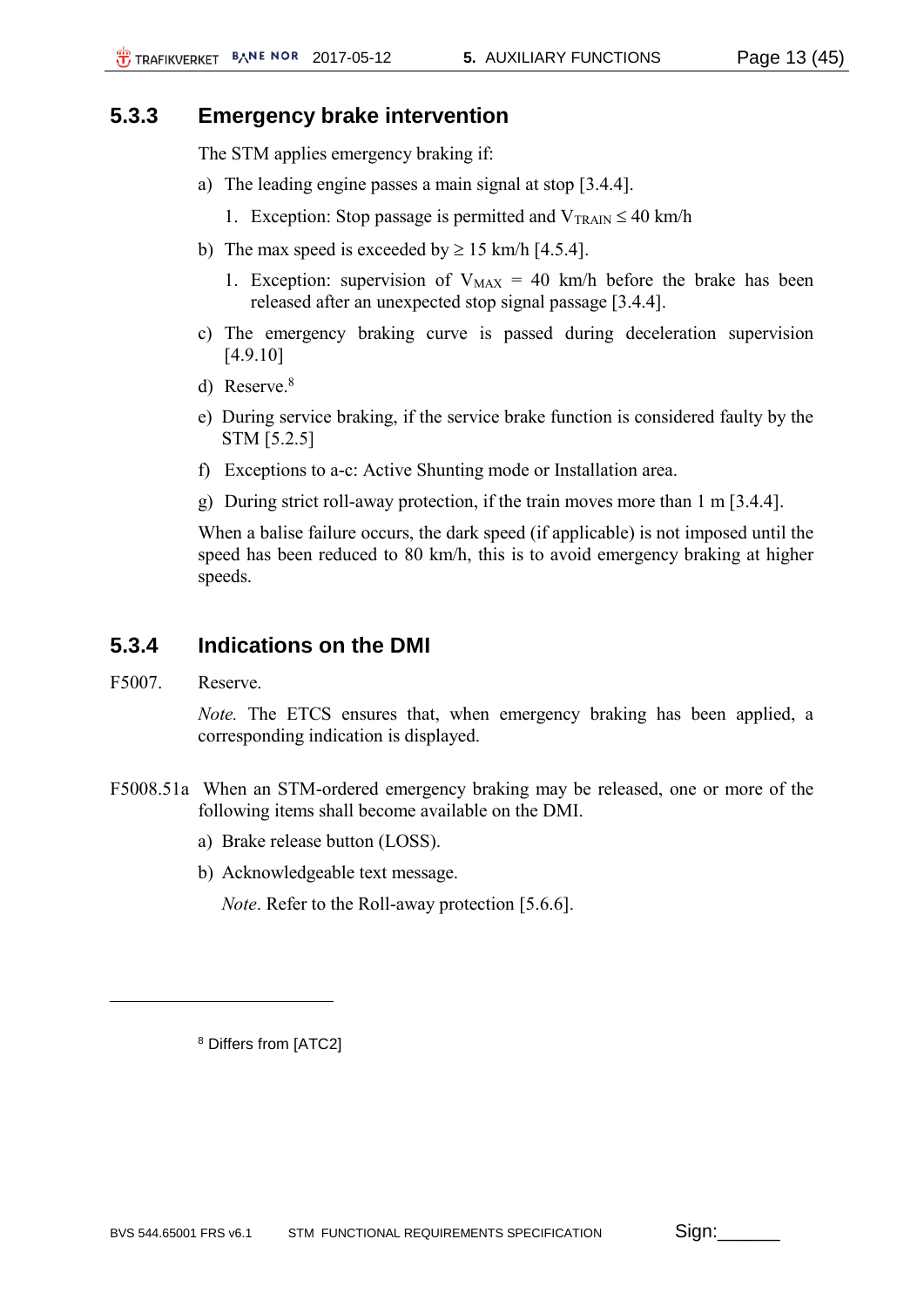### 5.3.3 Emergency brake intervention

The STM applies emergency braking if:

a) The leading engine passes a main signal at stop [3.4.4].

   1. Exception: Stop passage is permitted and $V_{TRAIN} \leq 40$ km/h

b) The max speed is exceeded by $\geq 15$ km/h [4.5.4].

   1. Exception: supervision of $V_{MAX} = 40$ km/h before the brake has been released after an unexpected stop signal passage [3.4.4].

c) The emergency braking curve is passed during deceleration supervision [4.9.10]

d) Reserve.[8]

e) During service braking, if the service brake function is considered faulty by the STM [5.2.5]

f) Exceptions to a-c: Active Shunting mode or Installation area.

g) During strict roll-away protection, if the train moves more than 1 m [3.4.4].

When a balise failure occurs, the dark speed (if applicable) is not imposed until the speed has been reduced to 80 km/h, this is to avoid emergency braking at higher speeds.

### 5.3.4 Indications on the DMI

F5007. Reserve.

*Note.* The ETCS ensures that, when emergency braking has been applied, a corresponding indication is displayed.

F5008.51a When an STM-ordered emergency braking may be released, one or more of the following items shall become available on the DMI.

a) Brake release button (LOSS).

b) Acknowledgeable text message.

   *Note*. Refer to the Roll-away protection [5.6.6].

---

[8] Differs from [ATC2]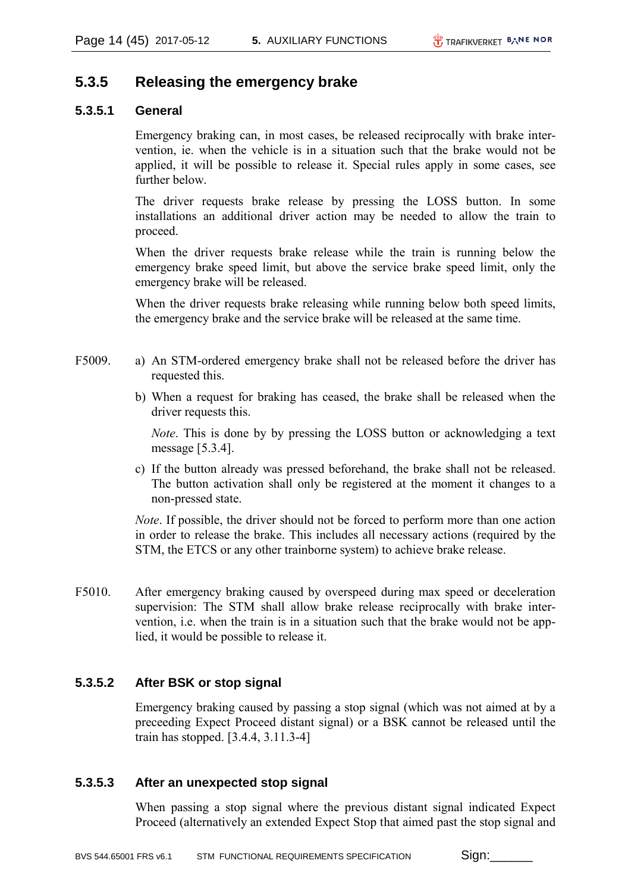### 5.3.5 Releasing the emergency brake

#### 5.3.5.1 General

Emergency braking can, in most cases, be released reciprocally with brake intervention, ie. when the vehicle is in a situation such that the brake would not be applied, it will be possible to release it. Special rules apply in some cases, see further below.

The driver requests brake release by pressing the LOSS button. In some installations an additional driver action may be needed to allow the train to proceed.

When the driver requests brake release while the train is running below the emergency brake speed limit, but above the service brake speed limit, only the emergency brake will be released.

When the driver requests brake releasing while running below both speed limits, the emergency brake and the service brake will be released at the same time.

F5009.

a) An STM-ordered emergency brake shall not be released before the driver has requested this.

b) When a request for braking has ceased, the brake shall be released when the driver requests this.

*Note*. This is done by by pressing the LOSS button or acknowledging a text message [5.3.4].

c) If the button already was pressed beforehand, the brake shall not be released. The button activation shall only be registered at the moment it changes to a non-pressed state.

*Note*. If possible, the driver should not be forced to perform more than one action in order to release the brake. This includes all necessary actions (required by the STM, the ETCS or any other trainborne system) to achieve brake release.

F5010. After emergency braking caused by overspeed during max speed or deceleration supervision: The STM shall allow brake release reciprocally with brake intervention, i.e. when the train is in a situation such that the brake would not be applied, it would be possible to release it.

#### 5.3.5.2 After BSK or stop signal

Emergency braking caused by passing a stop signal (which was not aimed at by a preceeding Expect Proceed distant signal) or a BSK cannot be released until the train has stopped. [3.4.4, 3.11.3-4]

#### 5.3.5.3 After an unexpected stop signal

When passing a stop signal where the previous distant signal indicated Expect Proceed (alternatively an extended Expect Stop that aimed past the stop signal and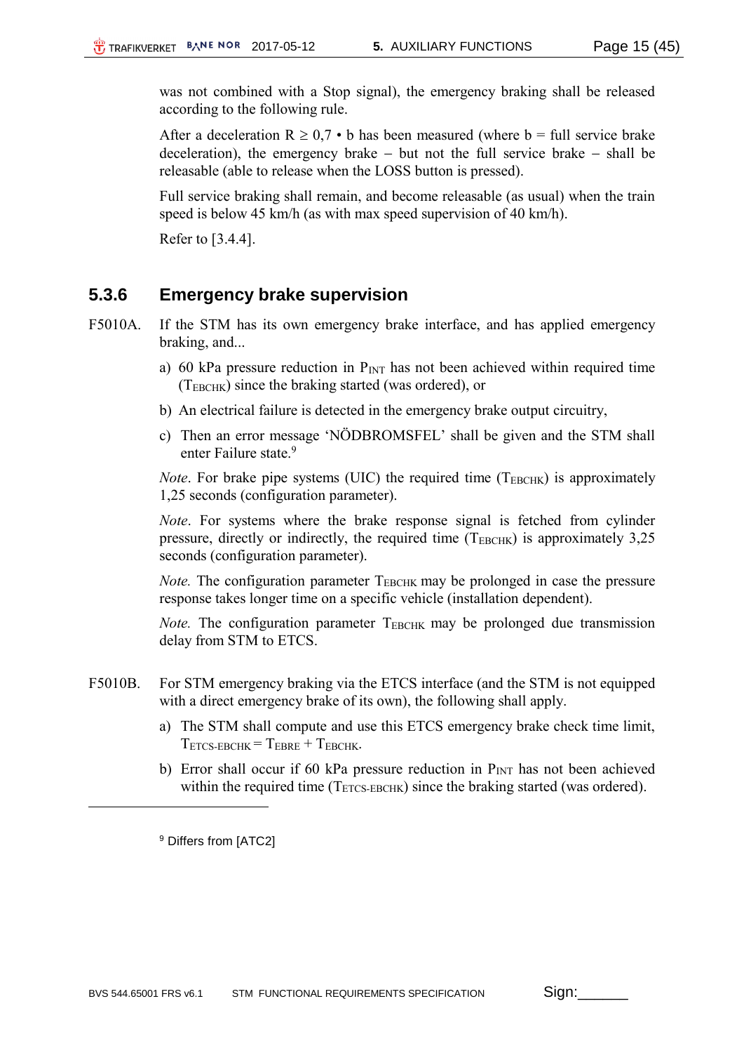was not combined with a Stop signal), the emergency braking shall be released according to the following rule.

After a deceleration $R \geq 0{,}7 \cdot b$ has been measured (where b = full service brake deceleration), the emergency brake – but not the full service brake – shall be releasable (able to release when the LOSS button is pressed).

Full service braking shall remain, and become releasable (as usual) when the train speed is below 45 km/h (as with max speed supervision of 40 km/h).

Refer to [3.4.4].

### 5.3.6 Emergency brake supervision

F5010A. If the STM has its own emergency brake interface, and has applied emergency braking, and...

a) 60 kPa pressure reduction in $P_{INT}$ has not been achieved within required time ($T_{EBCHK}$) since the braking started (was ordered), or

b) An electrical failure is detected in the emergency brake output circuitry,

c) Then an error message 'NÖDBROMSFEL' shall be given and the STM shall enter Failure state.[9]

*Note*. For brake pipe systems (UIC) the required time ($T_{EBCHK}$) is approximately 1,25 seconds (configuration parameter).

*Note*. For systems where the brake response signal is fetched from cylinder pressure, directly or indirectly, the required time ($T_{EBCHK}$) is approximately 3,25 seconds (configuration parameter).

*Note.* The configuration parameter $T_{EBCHK}$ may be prolonged in case the pressure response takes longer time on a specific vehicle (installation dependent).

*Note.* The configuration parameter $T_{EBCHK}$ may be prolonged due transmission delay from STM to ETCS.

F5010B. For STM emergency braking via the ETCS interface (and the STM is not equipped with a direct emergency brake of its own), the following shall apply.

a) The STM shall compute and use this ETCS emergency brake check time limit, $T_{ETCS\text{-}EBCHK} = T_{EBRE} + T_{EBCHK}$.

b) Error shall occur if 60 kPa pressure reduction in $P_{INT}$ has not been achieved within the required time ($T_{ETCS\text{-}EBCHK}$) since the braking started (was ordered).

[9] Differs from [ATC2]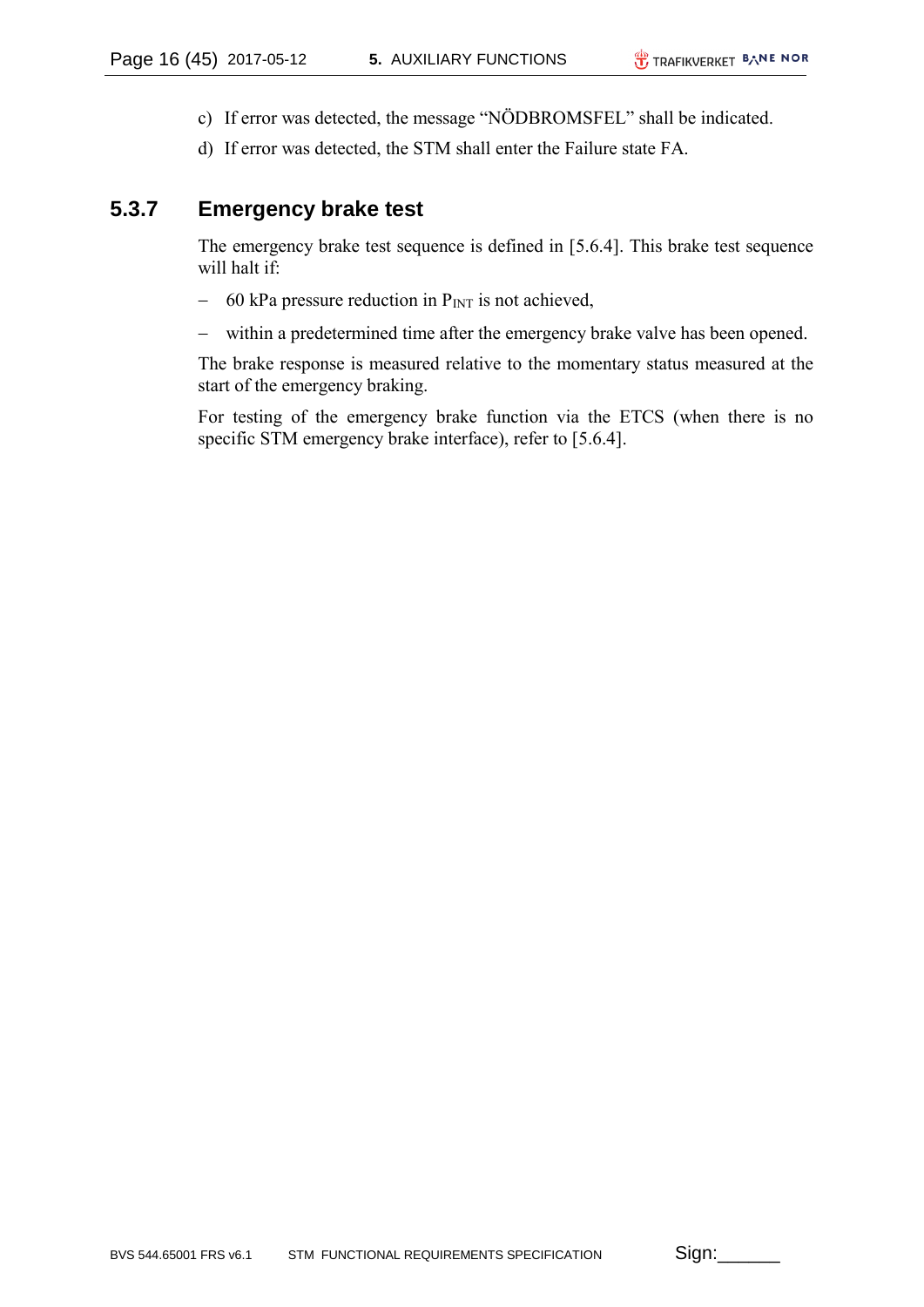c) If error was detected, the message “NÖDBROMSFEL” shall be indicated.

d) If error was detected, the STM shall enter the Failure state FA.

### 5.3.7 Emergency brake test

The emergency brake test sequence is defined in [5.6.4]. This brake test sequence will halt if:

- 60 kPa pressure reduction in $P_{INT}$ is not achieved,
- within a predetermined time after the emergency brake valve has been opened.

The brake response is measured relative to the momentary status measured at the start of the emergency braking.

For testing of the emergency brake function via the ETCS (when there is no specific STM emergency brake interface), refer to [5.6.4].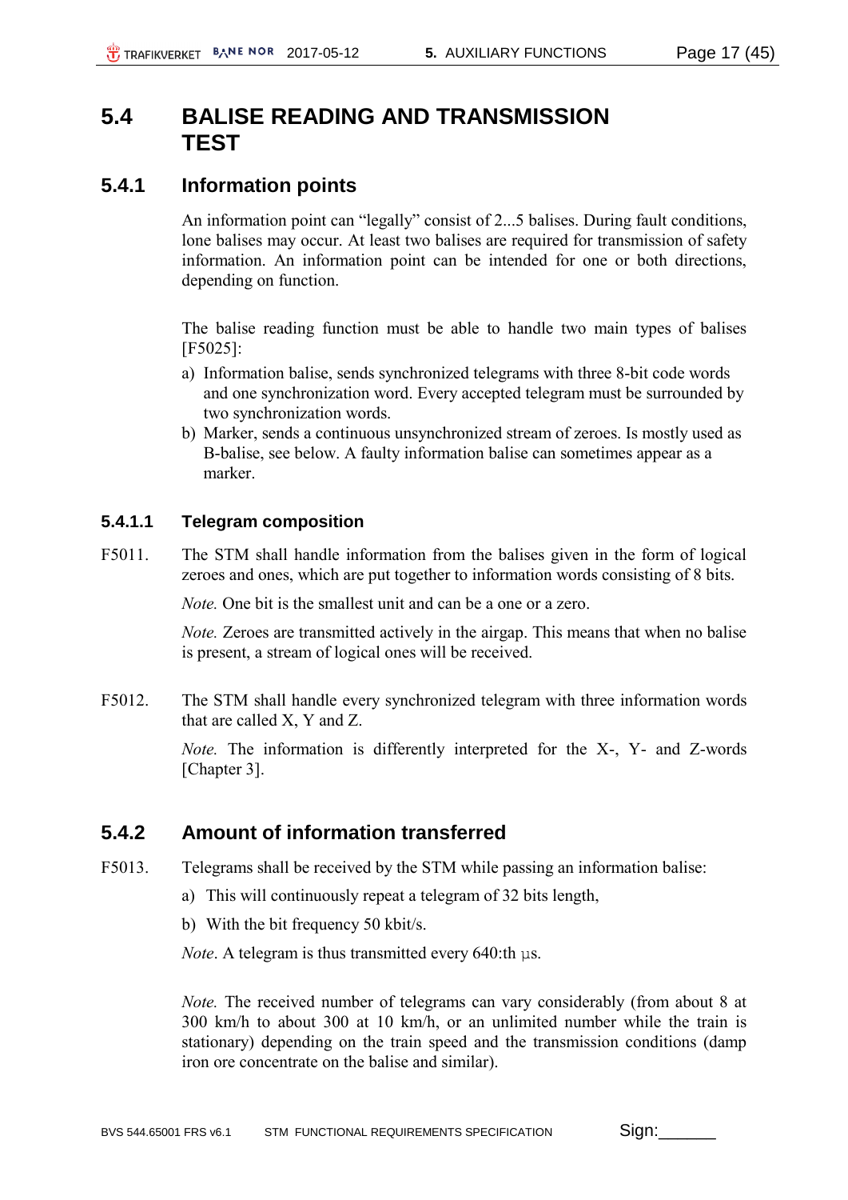# 5.4 BALISE READING AND TRANSMISSION TEST

## 5.4.1 Information points

An information point can "legally" consist of 2...5 balises. During fault conditions, lone balises may occur. At least two balises are required for transmission of safety information. An information point can be intended for one or both directions, depending on function.

The balise reading function must be able to handle two main types of balises [F5025]:

a) Information balise, sends synchronized telegrams with three 8-bit code words and one synchronization word. Every accepted telegram must be surrounded by two synchronization words.
b) Marker, sends a continuous unsynchronized stream of zeroes. Is mostly used as B-balise, see below. A faulty information balise can sometimes appear as a marker.

### 5.4.1.1 Telegram composition

F5011. The STM shall handle information from the balises given in the form of logical zeroes and ones, which are put together to information words consisting of 8 bits.

*Note.* One bit is the smallest unit and can be a one or a zero.

*Note.* Zeroes are transmitted actively in the airgap. This means that when no balise is present, a stream of logical ones will be received.

F5012. The STM shall handle every synchronized telegram with three information words that are called X, Y and Z.

*Note.* The information is differently interpreted for the X-, Y- and Z-words [Chapter 3].

## 5.4.2 Amount of information transferred

F5013. Telegrams shall be received by the STM while passing an information balise:

a) This will continuously repeat a telegram of 32 bits length,
b) With the bit frequency 50 kbit/s.

*Note*. A telegram is thus transmitted every 640:th µs.

*Note.* The received number of telegrams can vary considerably (from about 8 at 300 km/h to about 300 at 10 km/h, or an unlimited number while the train is stationary) depending on the train speed and the transmission conditions (damp iron ore concentrate on the balise and similar).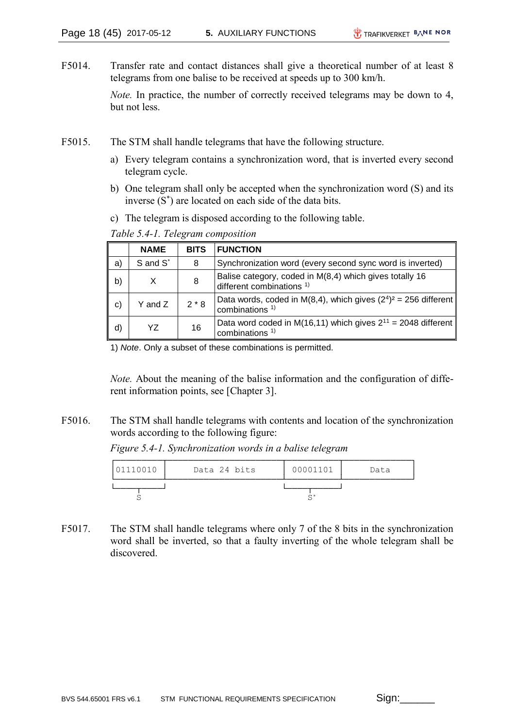F5014. Transfer rate and contact distances shall give a theoretical number of at least 8 telegrams from one balise to be received at speeds up to 300 km/h.

*Note.* In practice, the number of correctly received telegrams may be down to 4, but not less.

F5015. The STM shall handle telegrams that have the following structure.

a) Every telegram contains a synchronization word, that is inverted every second telegram cycle.

b) One telegram shall only be accepted when the synchronization word (S) and its inverse ($S^*$) are located on each side of the data bits.

c) The telegram is disposed according to the following table.

*Table 5.4-1. Telegram composition*

| | NAME | BITS | FUNCTION |
|---|---|---|---|
| a) | S and $S^*$ | 8 | Synchronization word (every second sync word is inverted) |
| b) | X | 8 | Balise category, coded in M(8,4) which gives totally 16 different combinations [1] |
| c) | Y and Z | 2 * 8 | Data words, coded in M(8,4), which gives $(2^4)^2 = 256$ different combinations [1] |
| d) | YZ | 16 | Data word coded in M(16,11) which gives $2^{11} = 2048$ different combinations [1] |

1) *Note*. Only a subset of these combinations is permitted.

*Note.* About the meaning of the balise information and the configuration of different information points, see [Chapter 3].

F5016. The STM shall handle telegrams with contents and location of the synchronization words according to the following figure:

*Figure 5.4-1. Synchronization words in a balise telegram*

```
| 01110010 |     Data 24 bits     | 00001101 |     Data     |
 |________|                       |________|
     S                                S*
```

F5017. The STM shall handle telegrams where only 7 of the 8 bits in the synchronization word shall be inverted, so that a faulty inverting of the whole telegram shall be discovered.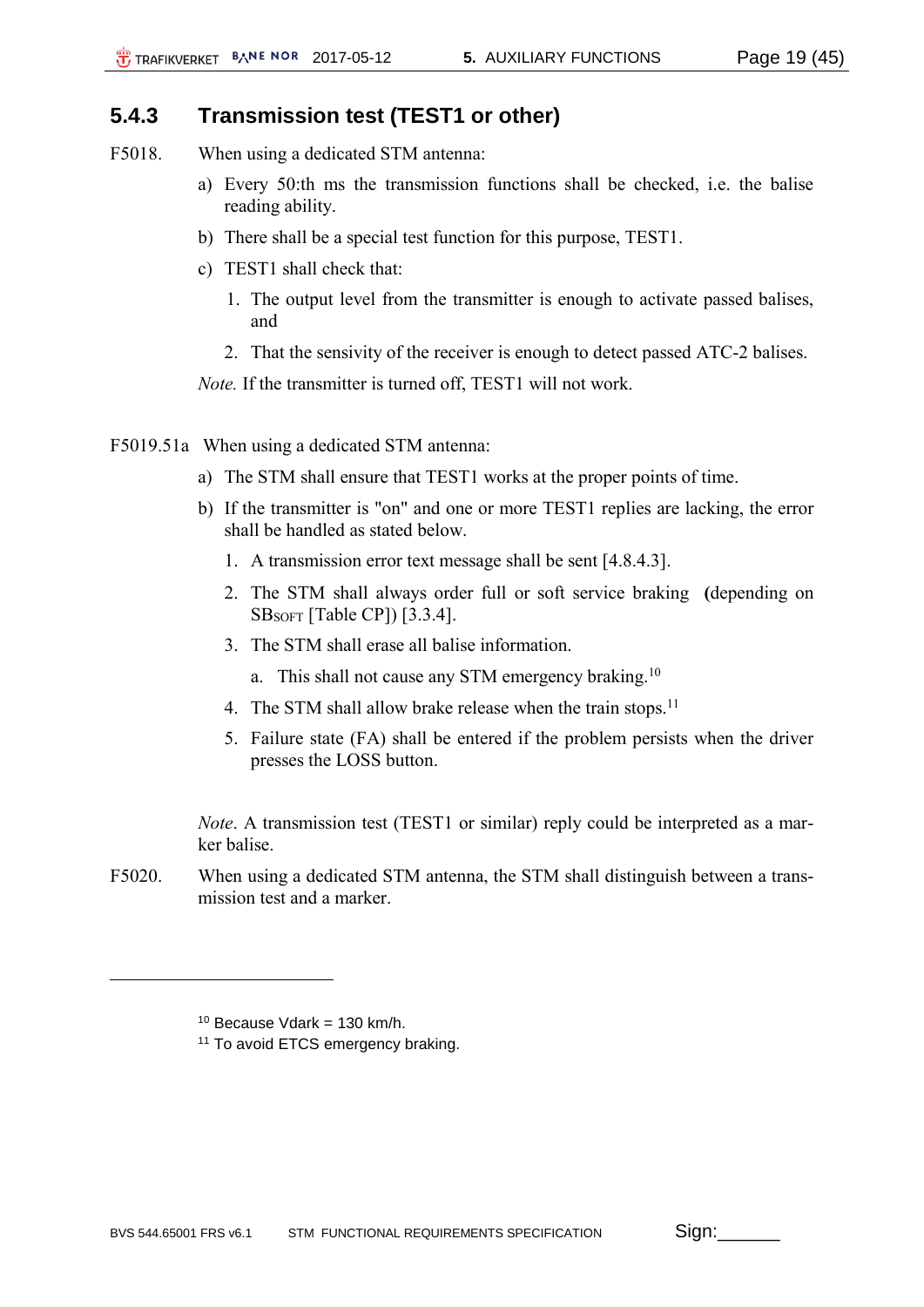### 5.4.3 Transmission test (TEST1 or other)

F5018. When using a dedicated STM antenna:

a) Every 50:th ms the transmission functions shall be checked, i.e. the balise reading ability.

b) There shall be a special test function for this purpose, TEST1.

c) TEST1 shall check that:

1. The output level from the transmitter is enough to activate passed balises, and

2. That the sensivity of the receiver is enough to detect passed ATC-2 balises.

*Note.* If the transmitter is turned off, TEST1 will not work.

F5019.51a When using a dedicated STM antenna:

a) The STM shall ensure that TEST1 works at the proper points of time.

b) If the transmitter is "on" and one or more TEST1 replies are lacking, the error shall be handled as stated below.

1. A transmission error text message shall be sent [4.8.4.3].

2. The STM shall always order full or soft service braking **(**depending on $SB_{SOFT}$ [Table CP]) [3.3.4].

3. The STM shall erase all balise information.

   a. This shall not cause any STM emergency braking.[10]

4. The STM shall allow brake release when the train stops.[11]

5. Failure state (FA) shall be entered if the problem persists when the driver presses the LOSS button.

*Note*. A transmission test (TEST1 or similar) reply could be interpreted as a marker balise.

F5020. When using a dedicated STM antenna, the STM shall distinguish between a transmission test and a marker.

---

[10] Because Vdark = 130 km/h.

[11] To avoid ETCS emergency braking.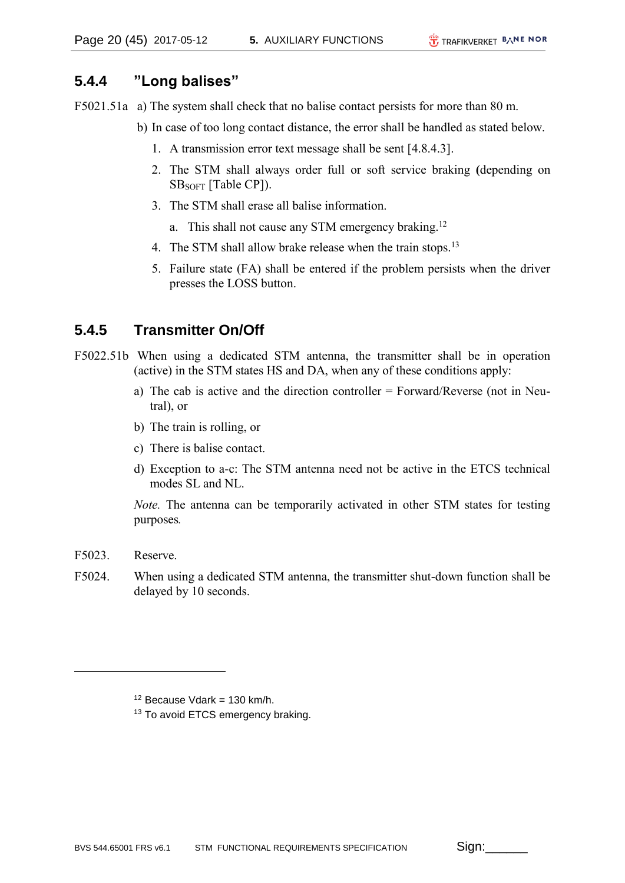### 5.4.4 ”Long balises”

F5021.51a a) The system shall check that no balise contact persists for more than 80 m.

b) In case of too long contact distance, the error shall be handled as stated below.

1. A transmission error text message shall be sent [4.8.4.3].
2. The STM shall always order full or soft service braking **(**depending on $SB_{SOFT}$ [Table CP]).
3. The STM shall erase all balise information.
   a. This shall not cause any STM emergency braking.[12]
4. The STM shall allow brake release when the train stops.[13]
5. Failure state (FA) shall be entered if the problem persists when the driver presses the LOSS button.

### 5.4.5 Transmitter On/Off

F5022.51b When using a dedicated STM antenna, the transmitter shall be in operation (active) in the STM states HS and DA, when any of these conditions apply:

a) The cab is active and the direction controller = Forward/Reverse (not in Neutral), or

b) The train is rolling, or

c) There is balise contact.

d) Exception to a-c: The STM antenna need not be active in the ETCS technical modes SL and NL.

*Note.* The antenna can be temporarily activated in other STM states for testing purposes*.*

F5023. Reserve.

F5024. When using a dedicated STM antenna, the transmitter shut-down function shall be delayed by 10 seconds.

---

[12] Because Vdark = 130 km/h.

[13] To avoid ETCS emergency braking.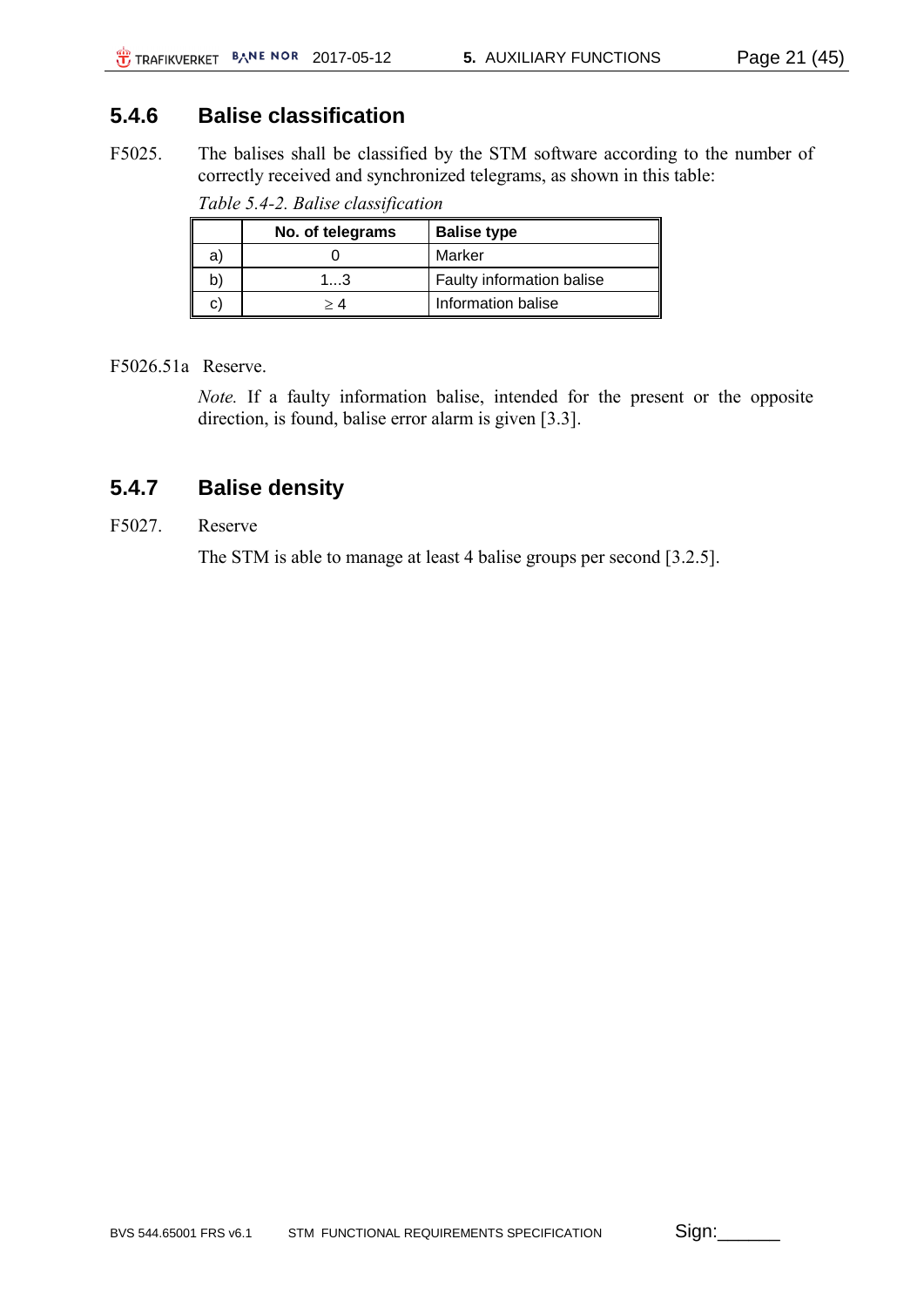### 5.4.6 Balise classification

F5025. The balises shall be classified by the STM software according to the number of correctly received and synchronized telegrams, as shown in this table:

*Table 5.4-2. Balise classification*

| | No. of telegrams | Balise type |
|---|---|---|
| a) | 0 | Marker |
| b) | 1...3 | Faulty information balise |
| c) | $\geq 4$ | Information balise |

F5026.51a Reserve.

*Note.* If a faulty information balise, intended for the present or the opposite direction, is found, balise error alarm is given [3.3].

### 5.4.7 Balise density

F5027. Reserve

The STM is able to manage at least 4 balise groups per second [3.2.5].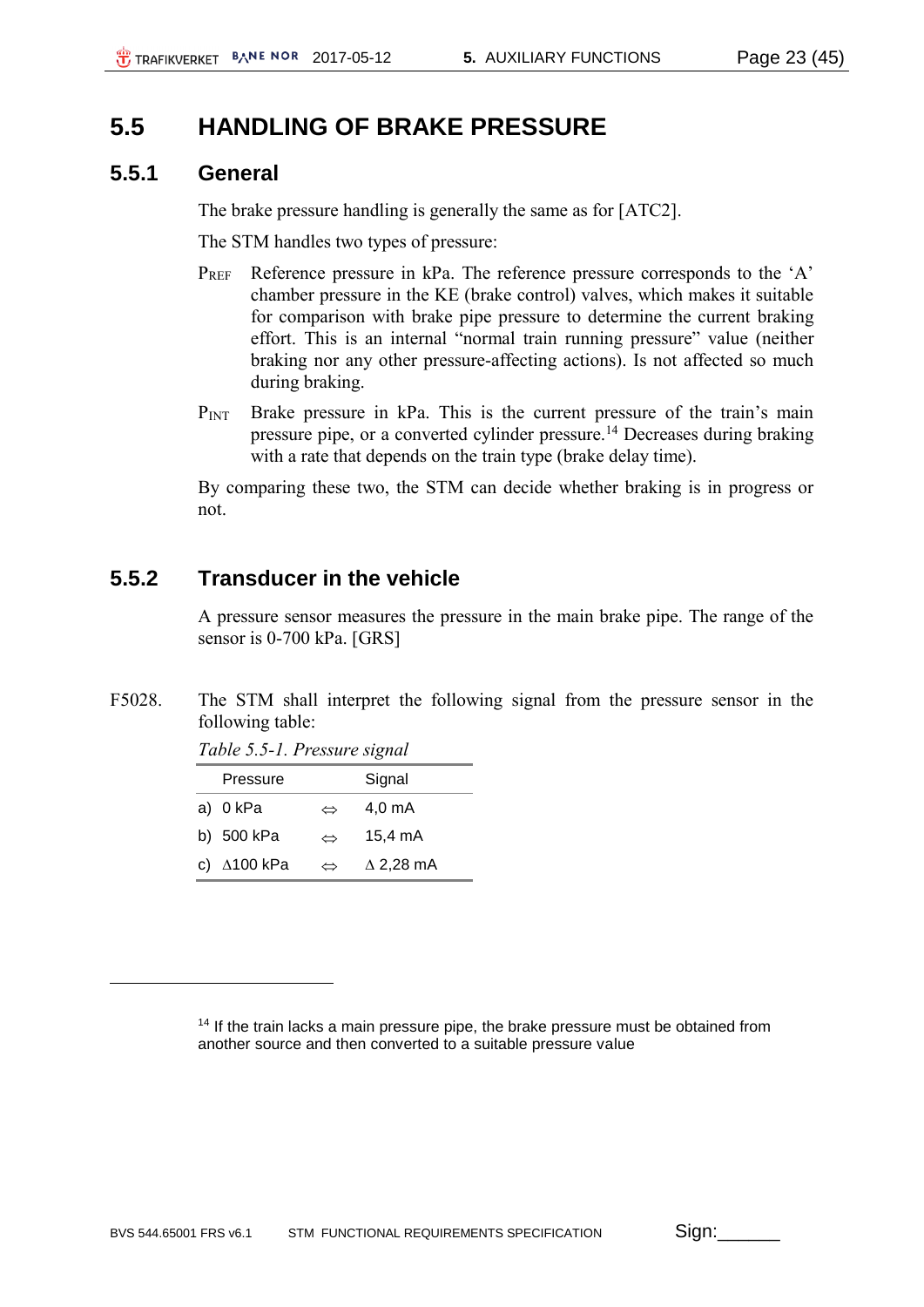## 5.5 HANDLING OF BRAKE PRESSURE

### 5.5.1 General

The brake pressure handling is generally the same as for [ATC2].

The STM handles two types of pressure:

$P_{REF}$ Reference pressure in kPa. The reference pressure corresponds to the 'A' chamber pressure in the KE (brake control) valves, which makes it suitable for comparison with brake pipe pressure to determine the current braking effort. This is an internal "normal train running pressure" value (neither braking nor any other pressure-affecting actions). Is not affected so much during braking.

$P_{INT}$ Brake pressure in kPa. This is the current pressure of the train's main pressure pipe, or a converted cylinder pressure.[14] Decreases during braking with a rate that depends on the train type (brake delay time).

By comparing these two, the STM can decide whether braking is in progress or not.

### 5.5.2 Transducer in the vehicle

A pressure sensor measures the pressure in the main brake pipe. The range of the sensor is 0-700 kPa. [GRS]

F5028. The STM shall interpret the following signal from the pressure sensor in the following table:

*Table 5.5-1. Pressure signal*

| | Pressure | | Signal |
|---|---|---|---|
| a) | 0 kPa | ⇔ | 4,0 mA |
| b) | 500 kPa | ⇔ | 15,4 mA |
| c) | Δ100 kPa | ⇔ | Δ 2,28 mA |

[14] If the train lacks a main pressure pipe, the brake pressure must be obtained from another source and then converted to a suitable pressure value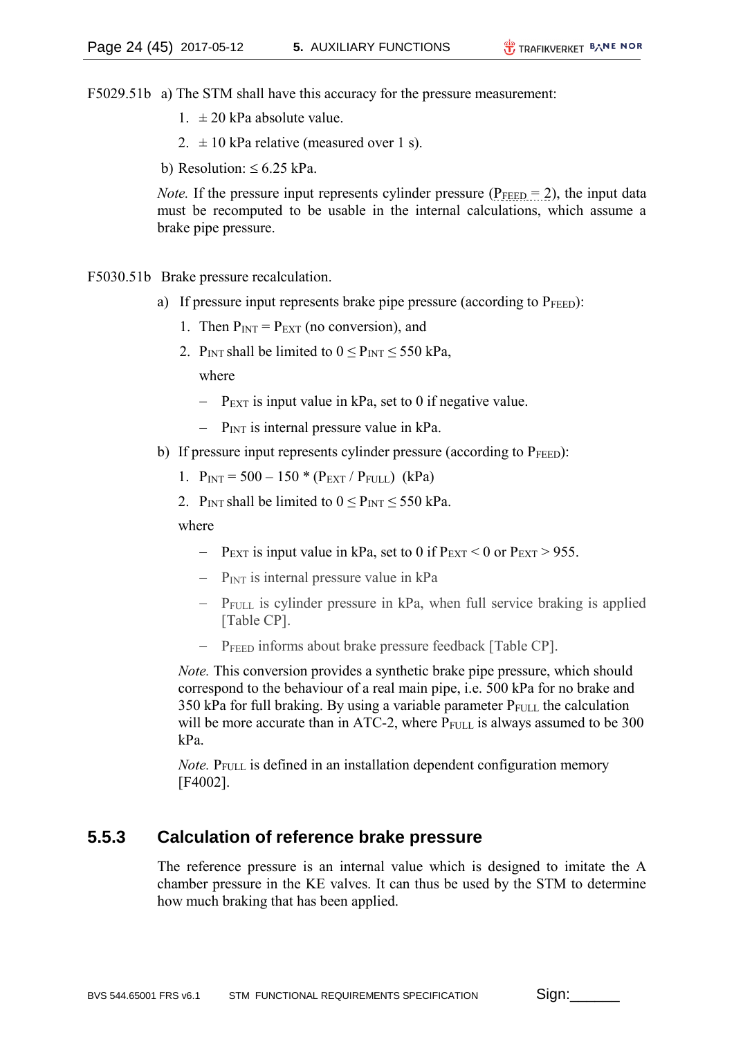F5029.51b a) The STM shall have this accuracy for the pressure measurement:

1. ± 20 kPa absolute value.
2. ± 10 kPa relative (measured over 1 s).

b) Resolution: ≤ 6.25 kPa.

*Note.* If the pressure input represents cylinder pressure ($P_{FEED} = 2$), the input data must be recomputed to be usable in the internal calculations, which assume a brake pipe pressure.

F5030.51b Brake pressure recalculation.

a) If pressure input represents brake pipe pressure (according to $P_{FEED}$):

1. Then $P_{INT} = P_{EXT}$ (no conversion), and
2. $P_{INT}$ shall be limited to $0 \leq P_{INT} \leq 550$ kPa,

   where

   – $P_{EXT}$ is input value in kPa, set to 0 if negative value.

   – $P_{INT}$ is internal pressure value in kPa.

b) If pressure input represents cylinder pressure (according to $P_{FEED}$):

1. $P_{INT} = 500 – 150 * (P_{EXT} / P_{FULL})$ (kPa)
2. $P_{INT}$ shall be limited to $0 \leq P_{INT} \leq 550$ kPa.

where

– $P_{EXT}$ is input value in kPa, set to 0 if $P_{EXT} < 0$ or $P_{EXT} > 955$.

– $P_{INT}$ is internal pressure value in kPa

– $P_{FULL}$ is cylinder pressure in kPa, when full service braking is applied [Table CP].

– $P_{FEED}$ informs about brake pressure feedback [Table CP].

*Note.* This conversion provides a synthetic brake pipe pressure, which should correspond to the behaviour of a real main pipe, i.e. 500 kPa for no brake and 350 kPa for full braking. By using a variable parameter $P_{FULL}$ the calculation will be more accurate than in ATC-2, where $P_{FULL}$ is always assumed to be 300 kPa.

*Note.* $P_{FULL}$ is defined in an installation dependent configuration memory [F4002].

### 5.5.3 Calculation of reference brake pressure

The reference pressure is an internal value which is designed to imitate the A chamber pressure in the KE valves. It can thus be used by the STM to determine how much braking that has been applied.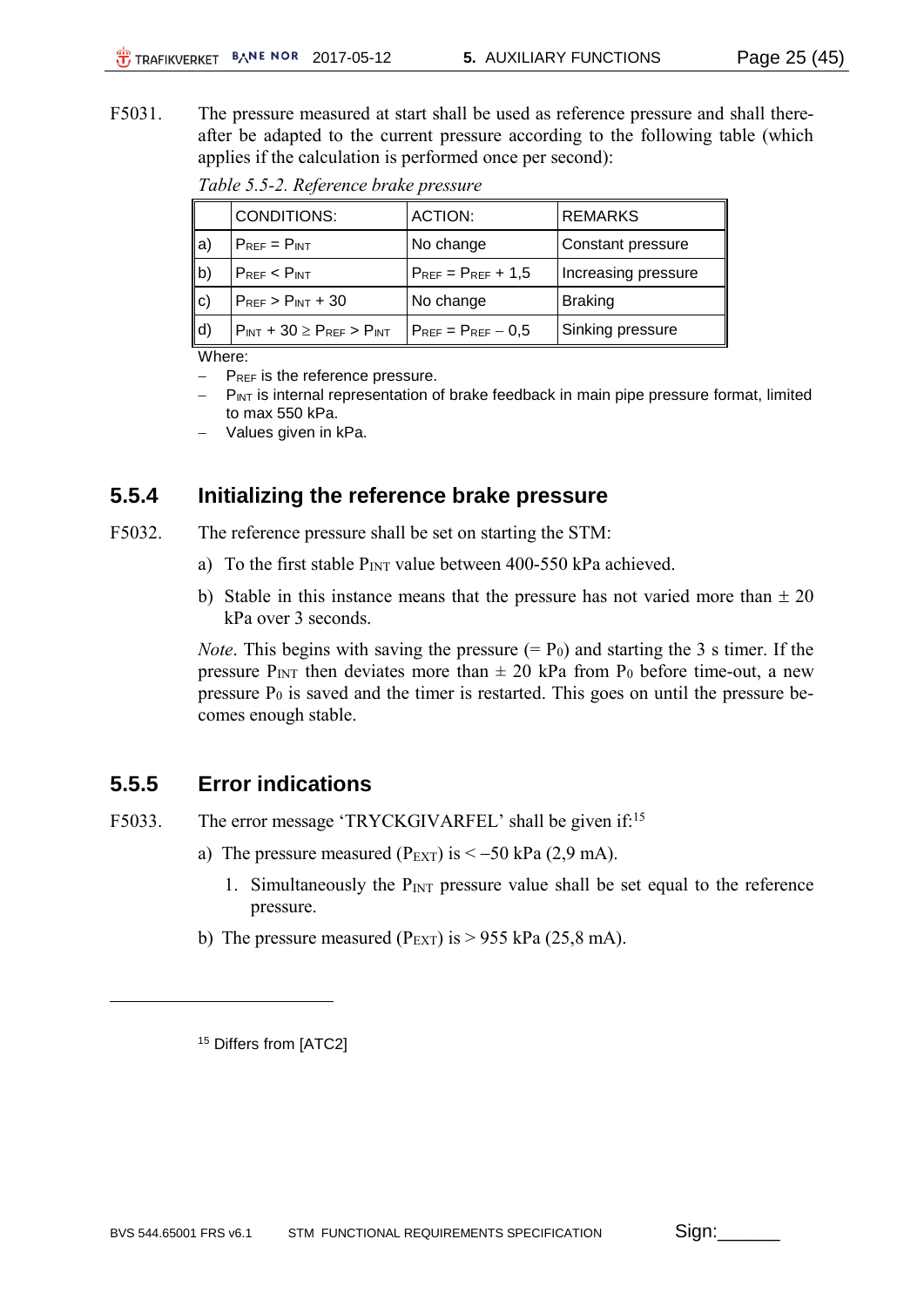F5031. The pressure measured at start shall be used as reference pressure and shall thereafter be adapted to the current pressure according to the following table (which applies if the calculation is performed once per second):

*Table 5.5-2. Reference brake pressure*

| | CONDITIONS: | ACTION: | REMARKS |
|---|---|---|---|
| a) | $P_{REF} = P_{INT}$ | No change | Constant pressure |
| b) | $P_{REF} < P_{INT}$ | $P_{REF} = P_{REF} + 1{,}5$ | Increasing pressure |
| c) | $P_{REF} > P_{INT} + 30$ | No change | Braking |
| d) | $P_{INT} + 30 \geq P_{REF} > P_{INT}$ | $P_{REF} = P_{REF} - 0{,}5$ | Sinking pressure |

Where:

- $P_{REF}$ is the reference pressure.
- $P_{INT}$ is internal representation of brake feedback in main pipe pressure format, limited to max 550 kPa.
- Values given in kPa.

### 5.5.4 Initializing the reference brake pressure

F5032. The reference pressure shall be set on starting the STM:

a) To the first stable $P_{INT}$ value between 400-550 kPa achieved.

b) Stable in this instance means that the pressure has not varied more than ± 20 kPa over 3 seconds.

*Note*. This begins with saving the pressure (= $P_0$) and starting the 3 s timer. If the pressure $P_{INT}$ then deviates more than ± 20 kPa from $P_0$ before time-out, a new pressure $P_0$ is saved and the timer is restarted. This goes on until the pressure becomes enough stable.

### 5.5.5 Error indications

F5033. The error message 'TRYCKGIVARFEL' shall be given if:[15]

a) The pressure measured ($P_{EXT}$) is < −50 kPa (2,9 mA).

1. Simultaneously the $P_{INT}$ pressure value shall be set equal to the reference pressure.

b) The pressure measured ($P_{EXT}$) is > 955 kPa (25,8 mA).

---

[15] Differs from [ATC2]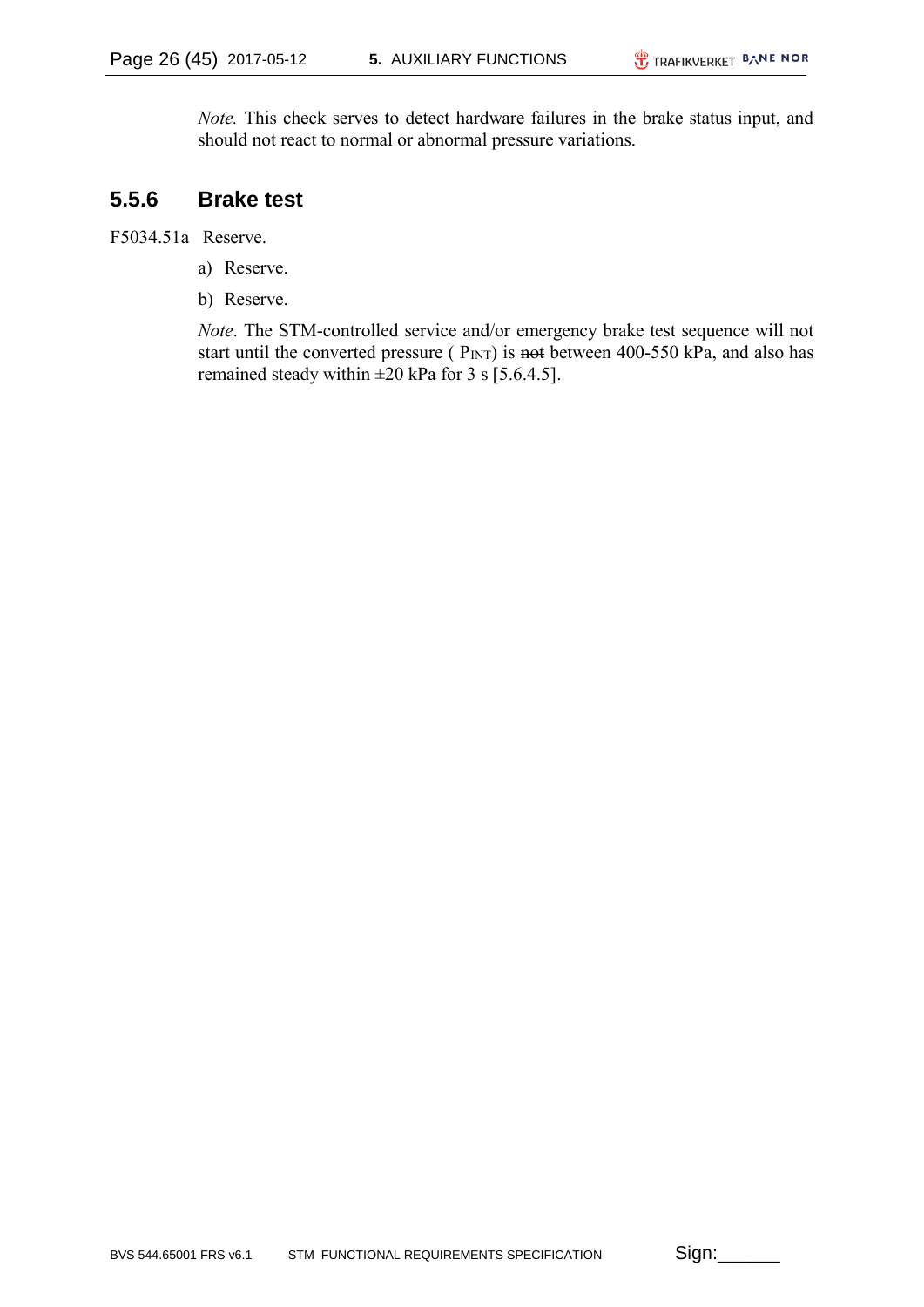*Note.* This check serves to detect hardware failures in the brake status input, and should not react to normal or abnormal pressure variations.

### 5.5.6 Brake test

F5034.51a Reserve.

a) Reserve.

b) Reserve.

*Note*. The STM-controlled service and/or emergency brake test sequence will not start until the converted pressure ( $P_{INT}$) is ~~not~~ between 400-550 kPa, and also has remained steady within ±20 kPa for 3 s [5.6.4.5].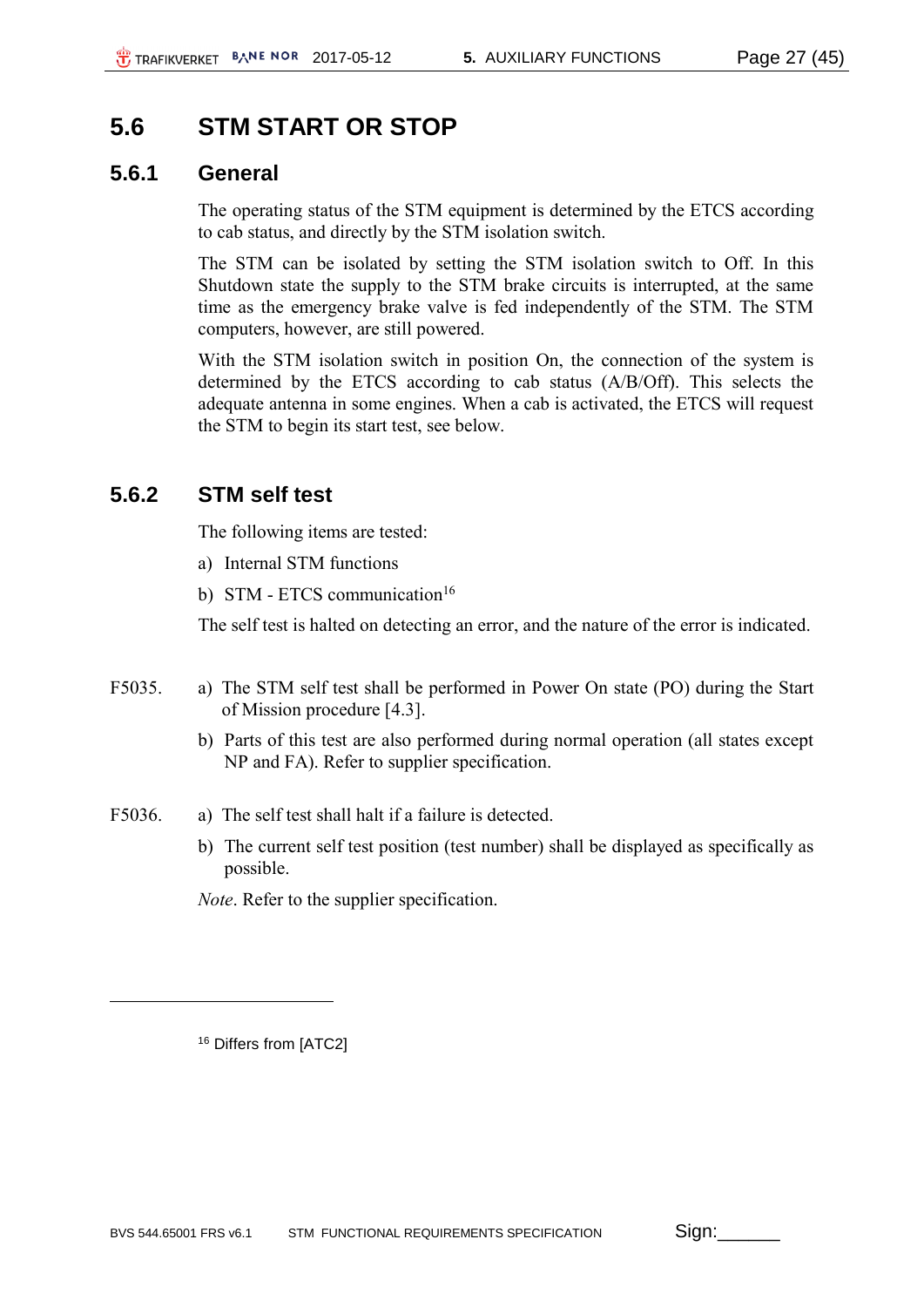## 5.6 STM START OR STOP

### 5.6.1 General

The operating status of the STM equipment is determined by the ETCS according to cab status, and directly by the STM isolation switch.

The STM can be isolated by setting the STM isolation switch to Off. In this Shutdown state the supply to the STM brake circuits is interrupted, at the same time as the emergency brake valve is fed independently of the STM. The STM computers, however, are still powered.

With the STM isolation switch in position On, the connection of the system is determined by the ETCS according to cab status (A/B/Off). This selects the adequate antenna in some engines. When a cab is activated, the ETCS will request the STM to begin its start test, see below.

### 5.6.2 STM self test

The following items are tested:

a) Internal STM functions

b) STM - ETCS communication[16]

The self test is halted on detecting an error, and the nature of the error is indicated.

F5035. a) The STM self test shall be performed in Power On state (PO) during the Start of Mission procedure [4.3].

b) Parts of this test are also performed during normal operation (all states except NP and FA). Refer to supplier specification.

F5036. a) The self test shall halt if a failure is detected.

b) The current self test position (test number) shall be displayed as specifically as possible.

*Note*. Refer to the supplier specification.

---

[16] Differs from [ATC2]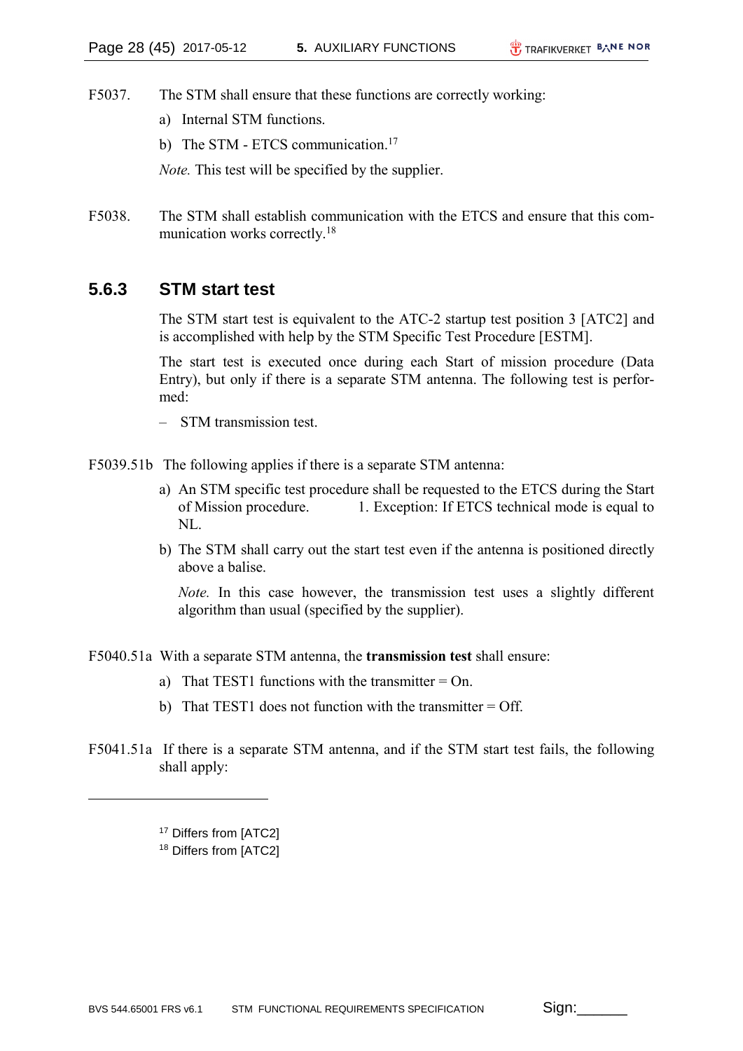F5037. The STM shall ensure that these functions are correctly working:

a) Internal STM functions.

b) The STM - ETCS communication.[17]

*Note.* This test will be specified by the supplier.

F5038. The STM shall establish communication with the ETCS and ensure that this communication works correctly.[18]

### 5.6.3 STM start test

The STM start test is equivalent to the ATC-2 startup test position 3 [ATC2] and is accomplished with help by the STM Specific Test Procedure [ESTM].

The start test is executed once during each Start of mission procedure (Data Entry), but only if there is a separate STM antenna. The following test is performed:

– STM transmission test.

F5039.51b The following applies if there is a separate STM antenna:

a) An STM specific test procedure shall be requested to the ETCS during the Start of Mission procedure. 1. Exception: If ETCS technical mode is equal to NL.

b) The STM shall carry out the start test even if the antenna is positioned directly above a balise.

*Note.* In this case however, the transmission test uses a slightly different algorithm than usual (specified by the supplier).

F5040.51a With a separate STM antenna, the **transmission test** shall ensure:

a) That TEST1 functions with the transmitter = On.

b) That TEST1 does not function with the transmitter = Off.

F5041.51a If there is a separate STM antenna, and if the STM start test fails, the following shall apply:

---

[17] Differs from [ATC2]

[18] Differs from [ATC2]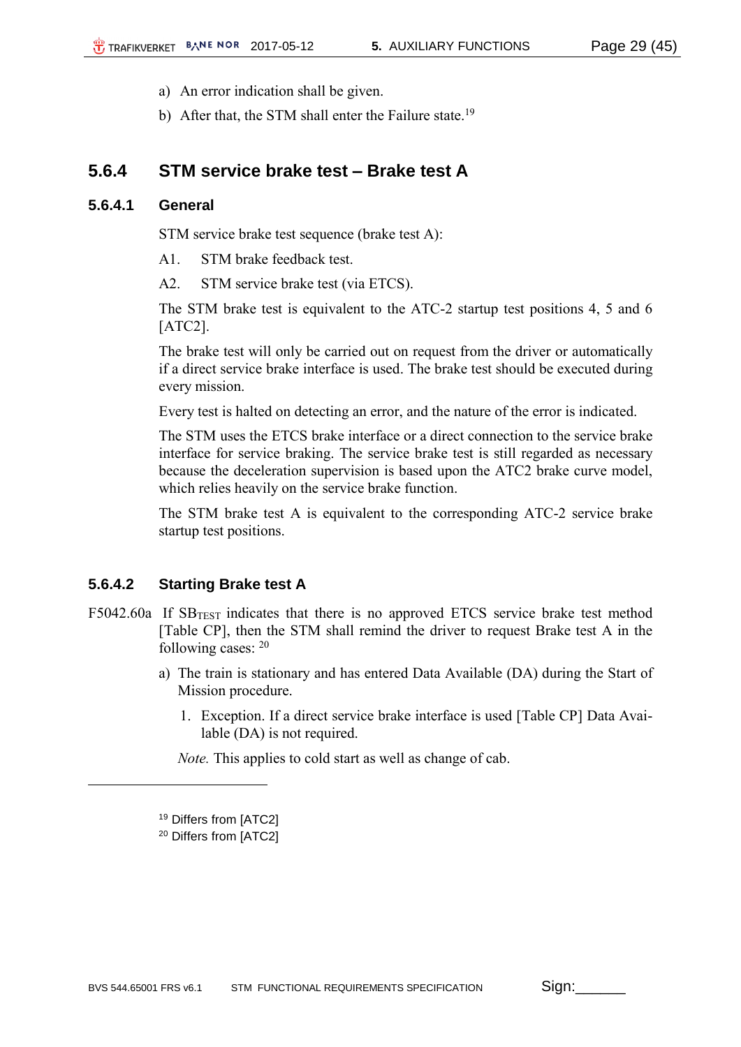a) An error indication shall be given.

b) After that, the STM shall enter the Failure state.[19]

## 5.6.4 STM service brake test – Brake test A

### 5.6.4.1 General

STM service brake test sequence (brake test A):

A1. STM brake feedback test.

A2. STM service brake test (via ETCS).

The STM brake test is equivalent to the ATC-2 startup test positions 4, 5 and 6 [ATC2].

The brake test will only be carried out on request from the driver or automatically if a direct service brake interface is used. The brake test should be executed during every mission.

Every test is halted on detecting an error, and the nature of the error is indicated.

The STM uses the ETCS brake interface or a direct connection to the service brake interface for service braking. The service brake test is still regarded as necessary because the deceleration supervision is based upon the ATC2 brake curve model, which relies heavily on the service brake function.

The STM brake test A is equivalent to the corresponding ATC-2 service brake startup test positions.

### 5.6.4.2 Starting Brake test A

F5042.60a If $SB_{TEST}$ indicates that there is no approved ETCS service brake test method [Table CP], then the STM shall remind the driver to request Brake test A in the following cases: [20]

a) The train is stationary and has entered Data Available (DA) during the Start of Mission procedure.

1. Exception. If a direct service brake interface is used [Table CP] Data Available (DA) is not required.

*Note.* This applies to cold start as well as change of cab.

---

[19] Differs from [ATC2]

[20] Differs from [ATC2]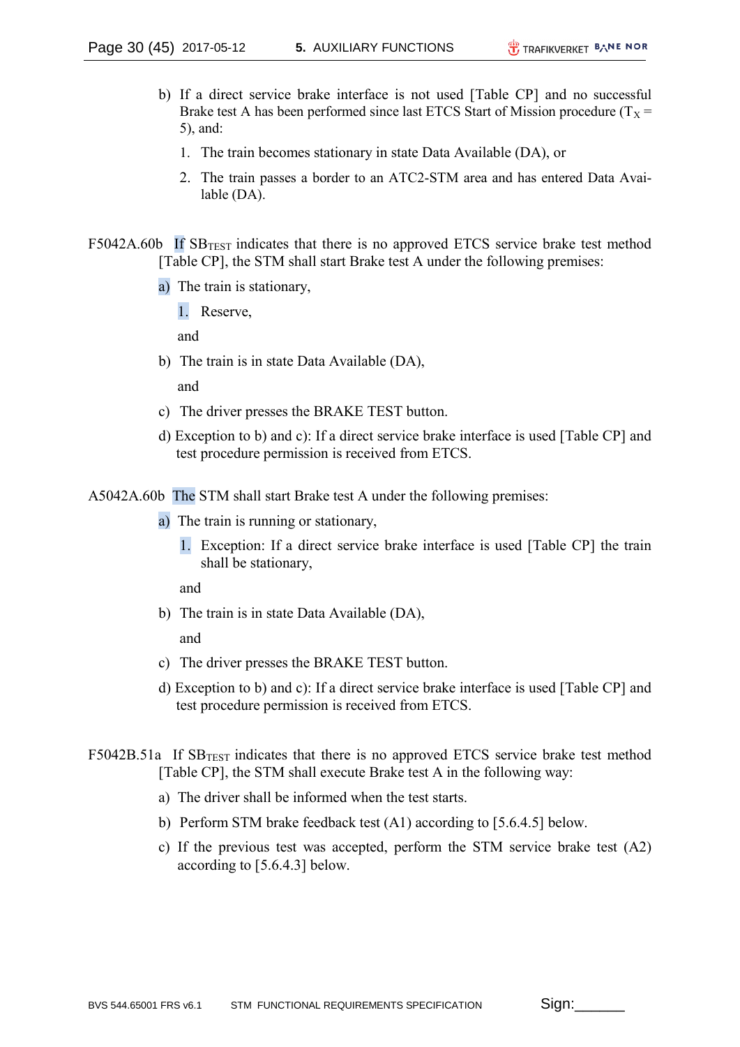b) If a direct service brake interface is not used [Table CP] and no successful Brake test A has been performed since last ETCS Start of Mission procedure ($T_X$ = 5), and:

   1. The train becomes stationary in state Data Available (DA), or
   2. The train passes a border to an ATC2-STM area and has entered Data Available (DA).

F5042A.60b If $SB_{TEST}$ indicates that there is no approved ETCS service brake test method [Table CP], the STM shall start Brake test A under the following premises:

a) The train is stationary,

   1. Reserve,

   and

b) The train is in state Data Available (DA),

   and

c) The driver presses the BRAKE TEST button.

d) Exception to b) and c): If a direct service brake interface is used [Table CP] and test procedure permission is received from ETCS.

A5042A.60b The STM shall start Brake test A under the following premises:

a) The train is running or stationary,

   1. Exception: If a direct service brake interface is used [Table CP] the train shall be stationary,

   and

b) The train is in state Data Available (DA),

   and

c) The driver presses the BRAKE TEST button.

d) Exception to b) and c): If a direct service brake interface is used [Table CP] and test procedure permission is received from ETCS.

F5042B.51a If $SB_{TEST}$ indicates that there is no approved ETCS service brake test method [Table CP], the STM shall execute Brake test A in the following way:

a) The driver shall be informed when the test starts.

b) Perform STM brake feedback test (A1) according to [5.6.4.5] below.

c) If the previous test was accepted, perform the STM service brake test (A2) according to [5.6.4.3] below.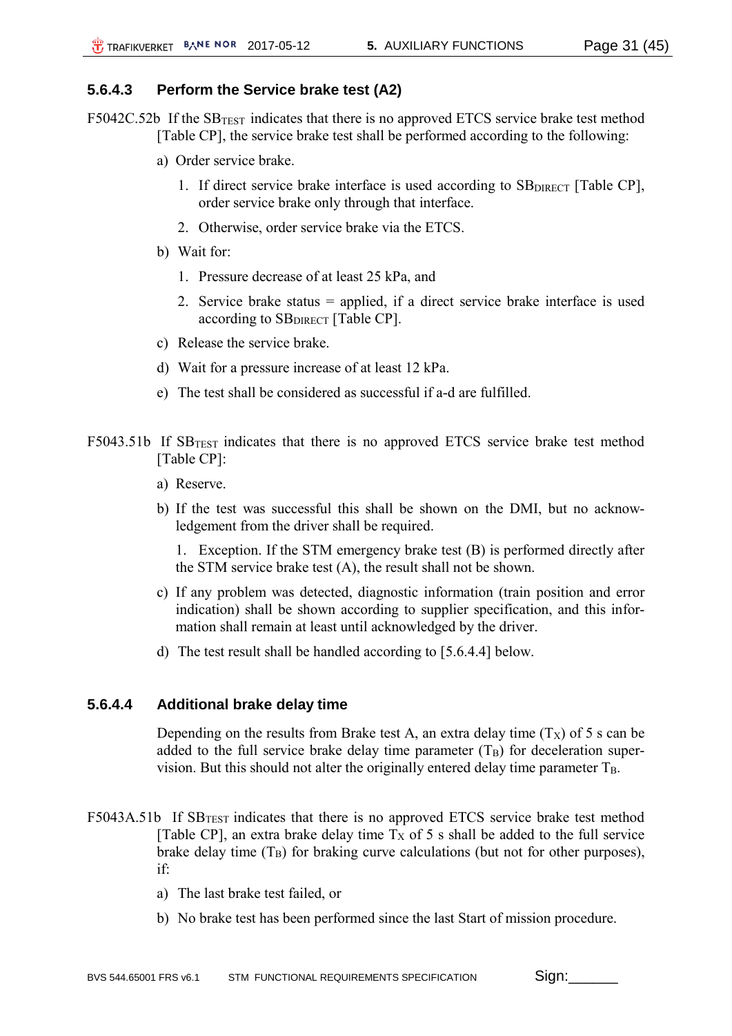#### 5.6.4.3 Perform the Service brake test (A2)

F5042C.52b If the $SB_{TEST}$ indicates that there is no approved ETCS service brake test method [Table CP], the service brake test shall be performed according to the following:

a) Order service brake.

1. If direct service brake interface is used according to $SB_{DIRECT}$ [Table CP], order service brake only through that interface.
2. Otherwise, order service brake via the ETCS.

b) Wait for:

1. Pressure decrease of at least 25 kPa, and
2. Service brake status = applied, if a direct service brake interface is used according to $SB_{DIRECT}$ [Table CP].

c) Release the service brake.

d) Wait for a pressure increase of at least 12 kPa.

e) The test shall be considered as successful if a-d are fulfilled.

F5043.51b If $SB_{TEST}$ indicates that there is no approved ETCS service brake test method [Table CP]:

a) Reserve.

b) If the test was successful this shall be shown on the DMI, but no acknowledgement from the driver shall be required.

1. Exception. If the STM emergency brake test (B) is performed directly after the STM service brake test (A), the result shall not be shown.

c) If any problem was detected, diagnostic information (train position and error indication) shall be shown according to supplier specification, and this information shall remain at least until acknowledged by the driver.

d) The test result shall be handled according to [5.6.4.4] below.

#### 5.6.4.4 Additional brake delay time

Depending on the results from Brake test A, an extra delay time ($T_X$) of 5 s can be added to the full service brake delay time parameter ($T_B$) for deceleration supervision. But this should not alter the originally entered delay time parameter $T_B$.

F5043A.51b If $SB_{TEST}$ indicates that there is no approved ETCS service brake test method [Table CP], an extra brake delay time $T_X$ of 5 s shall be added to the full service brake delay time ($T_B$) for braking curve calculations (but not for other purposes), if:

a) The last brake test failed, or

b) No brake test has been performed since the last Start of mission procedure.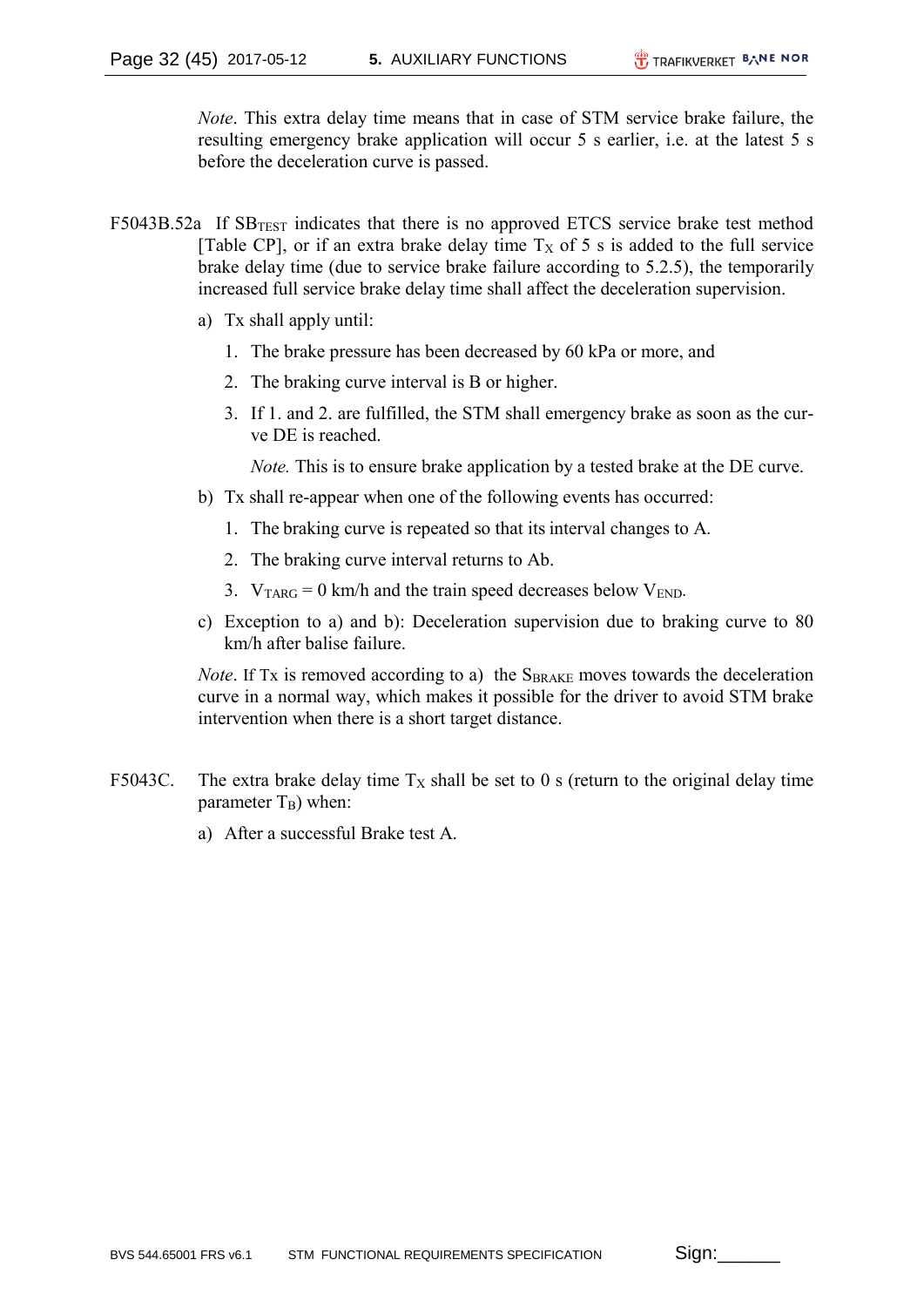*Note*. This extra delay time means that in case of STM service brake failure, the resulting emergency brake application will occur 5 s earlier, i.e. at the latest 5 s before the deceleration curve is passed.

F5043B.52a If $SB_{TEST}$ indicates that there is no approved ETCS service brake test method [Table CP], or if an extra brake delay time $T_X$ of 5 s is added to the full service brake delay time (due to service brake failure according to 5.2.5), the temporarily increased full service brake delay time shall affect the deceleration supervision.

a) Tx shall apply until:

   1. The brake pressure has been decreased by 60 kPa or more, and
   2. The braking curve interval is B or higher.
   3. If 1. and 2. are fulfilled, the STM shall emergency brake as soon as the curve DE is reached.

      *Note.* This is to ensure brake application by a tested brake at the DE curve.

b) Tx shall re-appear when one of the following events has occurred:

   1. The braking curve is repeated so that its interval changes to A.
   2. The braking curve interval returns to Ab.
   3. $V_{TARG}$ = 0 km/h and the train speed decreases below $V_{END}$.

c) Exception to a) and b): Deceleration supervision due to braking curve to 80 km/h after balise failure.

*Note*. If Tx is removed according to a) the $S_{BRAKE}$ moves towards the deceleration curve in a normal way, which makes it possible for the driver to avoid STM brake intervention when there is a short target distance.

F5043C. The extra brake delay time $T_X$ shall be set to 0 s (return to the original delay time parameter $T_B$) when:

a) After a successful Brake test A.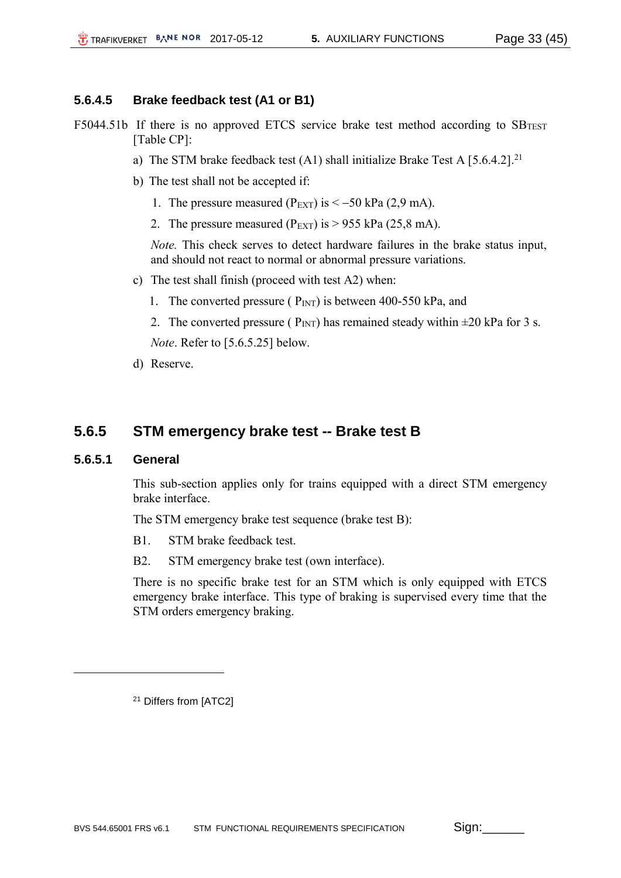#### 5.6.4.5 Brake feedback test (A1 or B1)

F5044.51b If there is no approved ETCS service brake test method according to $SB_{TEST}$ [Table CP]:

a) The STM brake feedback test (A1) shall initialize Brake Test A [5.6.4.2].[21]

b) The test shall not be accepted if:

1. The pressure measured ($P_{EXT}$) is < −50 kPa (2,9 mA).
2. The pressure measured ($P_{EXT}$) is > 955 kPa (25,8 mA).

*Note.* This check serves to detect hardware failures in the brake status input, and should not react to normal or abnormal pressure variations.

c) The test shall finish (proceed with test A2) when:

1. The converted pressure ( $P_{INT}$) is between 400-550 kPa, and
2. The converted pressure ( $P_{INT}$) has remained steady within ±20 kPa for 3 s.

*Note*. Refer to [5.6.5.25] below.

d) Reserve.

### 5.6.5 STM emergency brake test -- Brake test B

#### 5.6.5.1 General

This sub-section applies only for trains equipped with a direct STM emergency brake interface.

The STM emergency brake test sequence (brake test B):

B1. STM brake feedback test.

B2. STM emergency brake test (own interface).

There is no specific brake test for an STM which is only equipped with ETCS emergency brake interface. This type of braking is supervised every time that the STM orders emergency braking.

[21] Differs from [ATC2]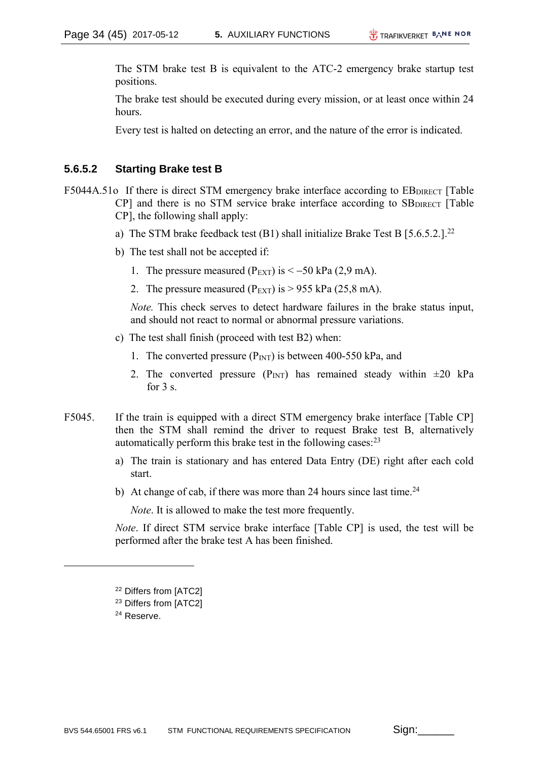The STM brake test B is equivalent to the ATC-2 emergency brake startup test positions.

The brake test should be executed during every mission, or at least once within 24 hours.

Every test is halted on detecting an error, and the nature of the error is indicated.

### 5.6.5.2 Starting Brake test B

F5044A.51o If there is direct STM emergency brake interface according to $EB_{DIRECT}$ [Table CP] and there is no STM service brake interface according to $SB_{DIRECT}$ [Table CP], the following shall apply:

a) The STM brake feedback test (B1) shall initialize Brake Test B [5.6.5.2.].[22]

b) The test shall not be accepted if:

1. The pressure measured ($P_{EXT}$) is < −50 kPa (2,9 mA).
2. The pressure measured ($P_{EXT}$) is > 955 kPa (25,8 mA).

*Note.* This check serves to detect hardware failures in the brake status input, and should not react to normal or abnormal pressure variations.

c) The test shall finish (proceed with test B2) when:

1. The converted pressure ($P_{INT}$) is between 400-550 kPa, and
2. The converted pressure ($P_{INT}$) has remained steady within ±20 kPa for 3 s.

F5045. If the train is equipped with a direct STM emergency brake interface [Table CP] then the STM shall remind the driver to request Brake test B, alternatively automatically perform this brake test in the following cases:[23]

a) The train is stationary and has entered Data Entry (DE) right after each cold start.

b) At change of cab, if there was more than 24 hours since last time.[24]

*Note*. It is allowed to make the test more frequently.

*Note*. If direct STM service brake interface [Table CP] is used, the test will be performed after the brake test A has been finished.

---

[22] Differs from [ATC2]

[23] Differs from [ATC2]

[24] Reserve.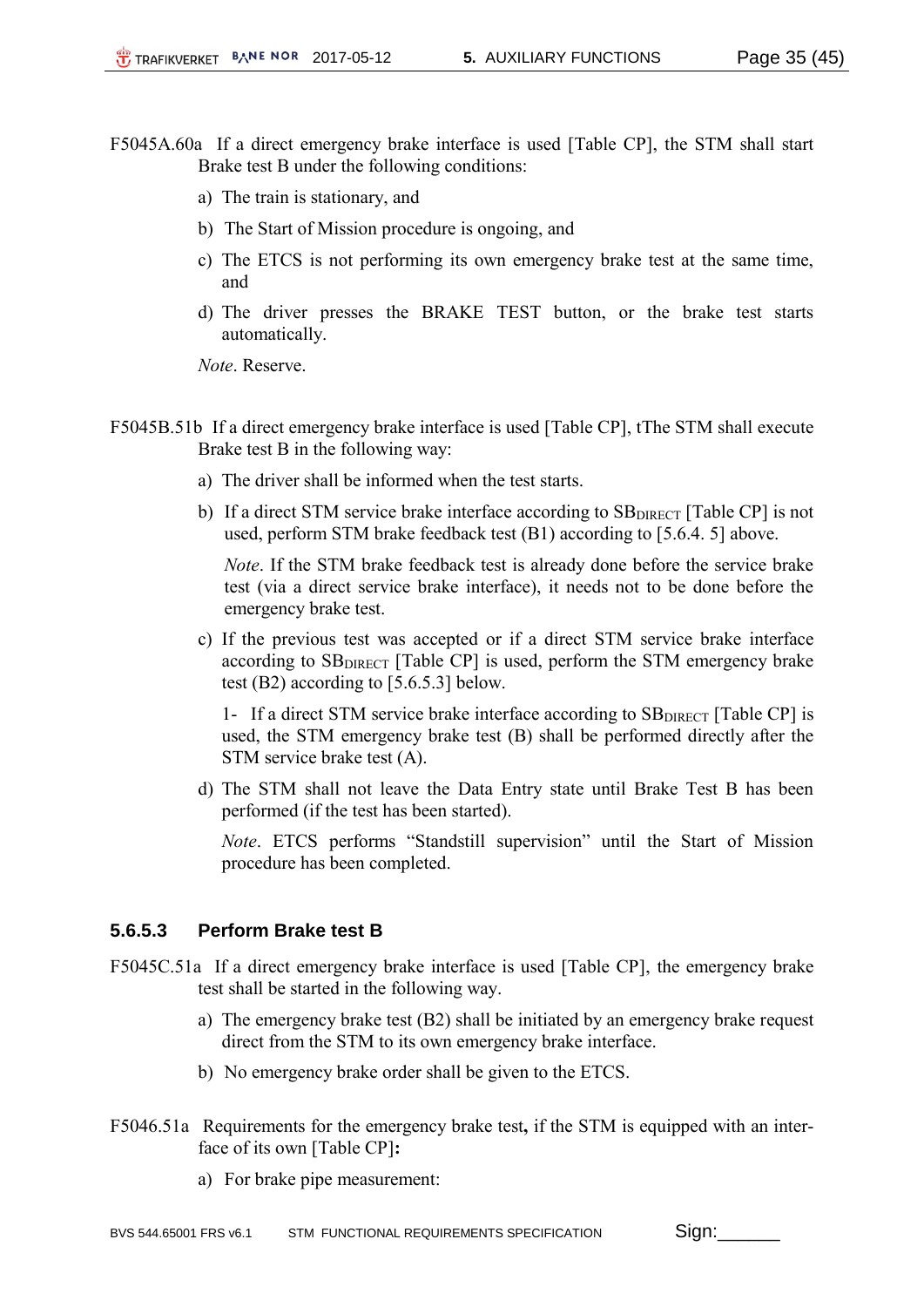F5045A.60a If a direct emergency brake interface is used [Table CP], the STM shall start Brake test B under the following conditions:

a) The train is stationary, and

b) The Start of Mission procedure is ongoing, and

c) The ETCS is not performing its own emergency brake test at the same time, and

d) The driver presses the BRAKE TEST button, or the brake test starts automatically.

*Note*. Reserve.

F5045B.51b If a direct emergency brake interface is used [Table CP], tThe STM shall execute Brake test B in the following way:

a) The driver shall be informed when the test starts.

b) If a direct STM service brake interface according to $SB_{DIRECT}$ [Table CP] is not used, perform STM brake feedback test (B1) according to [5.6.4. 5] above.

*Note*. If the STM brake feedback test is already done before the service brake test (via a direct service brake interface), it needs not to be done before the emergency brake test.

c) If the previous test was accepted or if a direct STM service brake interface according to $SB_{DIRECT}$ [Table CP] is used, perform the STM emergency brake test (B2) according to [5.6.5.3] below.

1- If a direct STM service brake interface according to $SB_{DIRECT}$ [Table CP] is used, the STM emergency brake test (B) shall be performed directly after the STM service brake test (A).

d) The STM shall not leave the Data Entry state until Brake Test B has been performed (if the test has been started).

*Note*. ETCS performs "Standstill supervision" until the Start of Mission procedure has been completed.

### 5.6.5.3 Perform Brake test B

F5045C.51a If a direct emergency brake interface is used [Table CP], the emergency brake test shall be started in the following way.

a) The emergency brake test (B2) shall be initiated by an emergency brake request direct from the STM to its own emergency brake interface.

b) No emergency brake order shall be given to the ETCS.

F5046.51a Requirements for the emergency brake test**,** if the STM is equipped with an interface of its own [Table CP]**:**

a) For brake pipe measurement: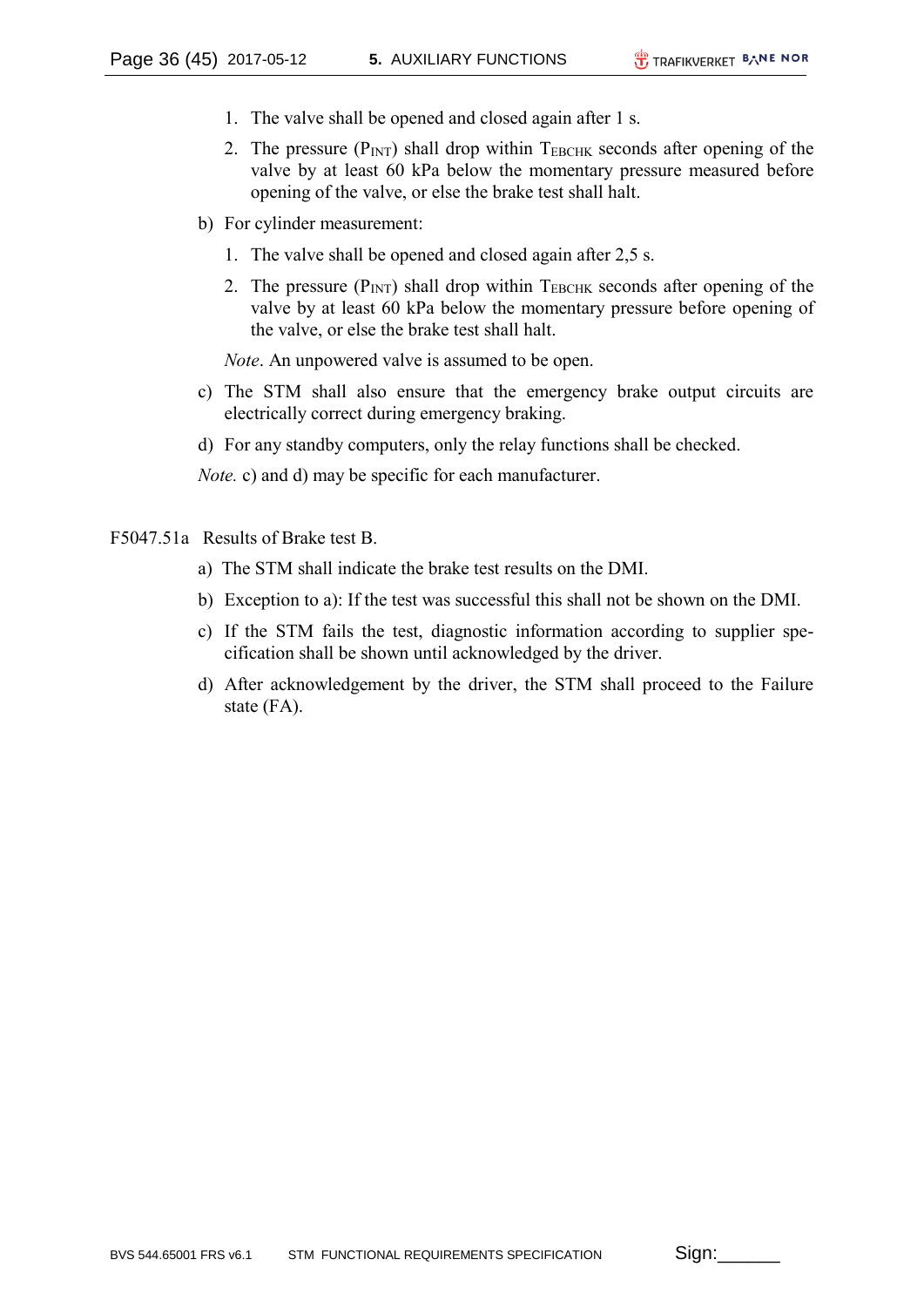1. The valve shall be opened and closed again after 1 s.
2. The pressure ($P_{INT}$) shall drop within $T_{EBCHK}$ seconds after opening of the valve by at least 60 kPa below the momentary pressure measured before opening of the valve, or else the brake test shall halt.

b) For cylinder measurement:

1. The valve shall be opened and closed again after 2,5 s.
2. The pressure ($P_{INT}$) shall drop within $T_{EBCHK}$ seconds after opening of the valve by at least 60 kPa below the momentary pressure before opening of the valve, or else the brake test shall halt.

*Note*. An unpowered valve is assumed to be open.

c) The STM shall also ensure that the emergency brake output circuits are electrically correct during emergency braking.

d) For any standby computers, only the relay functions shall be checked.

*Note.* c) and d) may be specific for each manufacturer.

F5047.51a Results of Brake test B.

a) The STM shall indicate the brake test results on the DMI.

b) Exception to a): If the test was successful this shall not be shown on the DMI.

c) If the STM fails the test, diagnostic information according to supplier specification shall be shown until acknowledged by the driver.

d) After acknowledgement by the driver, the STM shall proceed to the Failure state (FA).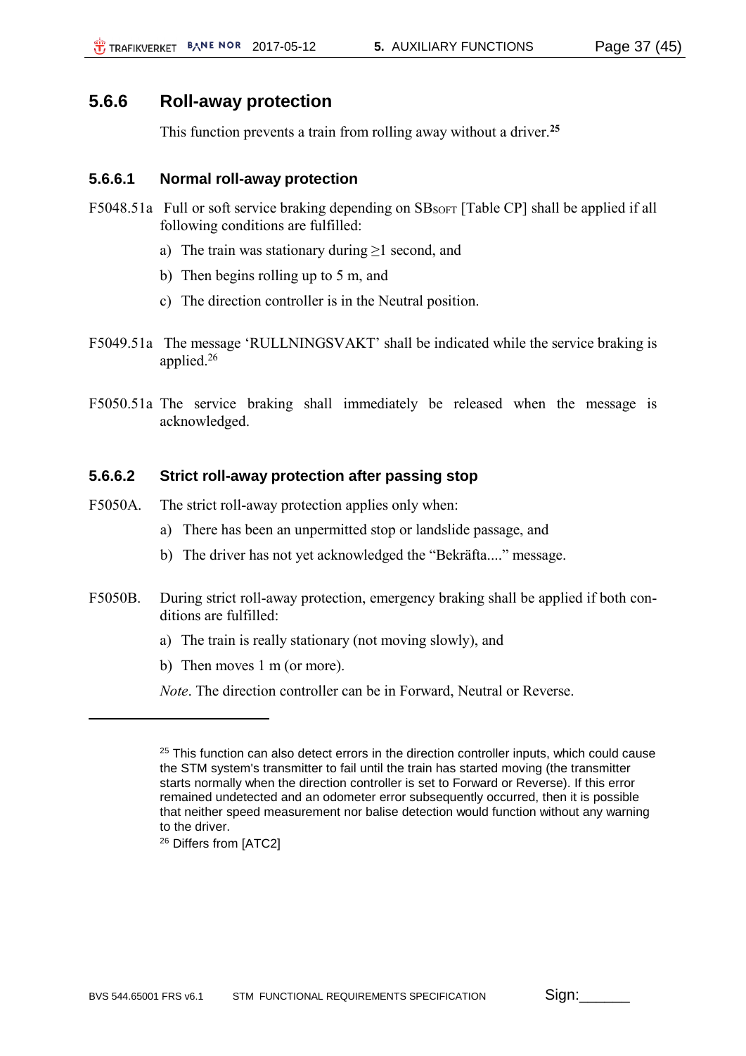### 5.6.6 Roll-away protection

This function prevents a train from rolling away without a driver.[25]

#### 5.6.6.1 Normal roll-away protection

F5048.51a Full or soft service braking depending on $SB_{SOFT}$ [Table CP] shall be applied if all following conditions are fulfilled:

a) The train was stationary during ≥1 second, and

b) Then begins rolling up to 5 m, and

c) The direction controller is in the Neutral position.

F5049.51a The message 'RULLNINGSVAKT' shall be indicated while the service braking is applied.[26]

F5050.51a The service braking shall immediately be released when the message is acknowledged.

#### 5.6.6.2 Strict roll-away protection after passing stop

F5050A. The strict roll-away protection applies only when:

a) There has been an unpermitted stop or landslide passage, and

b) The driver has not yet acknowledged the "Bekräfta...." message.

F5050B. During strict roll-away protection, emergency braking shall be applied if both conditions are fulfilled:

a) The train is really stationary (not moving slowly), and

b) Then moves 1 m (or more).

*Note*. The direction controller can be in Forward, Neutral or Reverse.

---

[25] This function can also detect errors in the direction controller inputs, which could cause the STM system's transmitter to fail until the train has started moving (the transmitter starts normally when the direction controller is set to Forward or Reverse). If this error remained undetected and an odometer error subsequently occurred, then it is possible that neither speed measurement nor balise detection would function without any warning to the driver.

[26] Differs from [ATC2]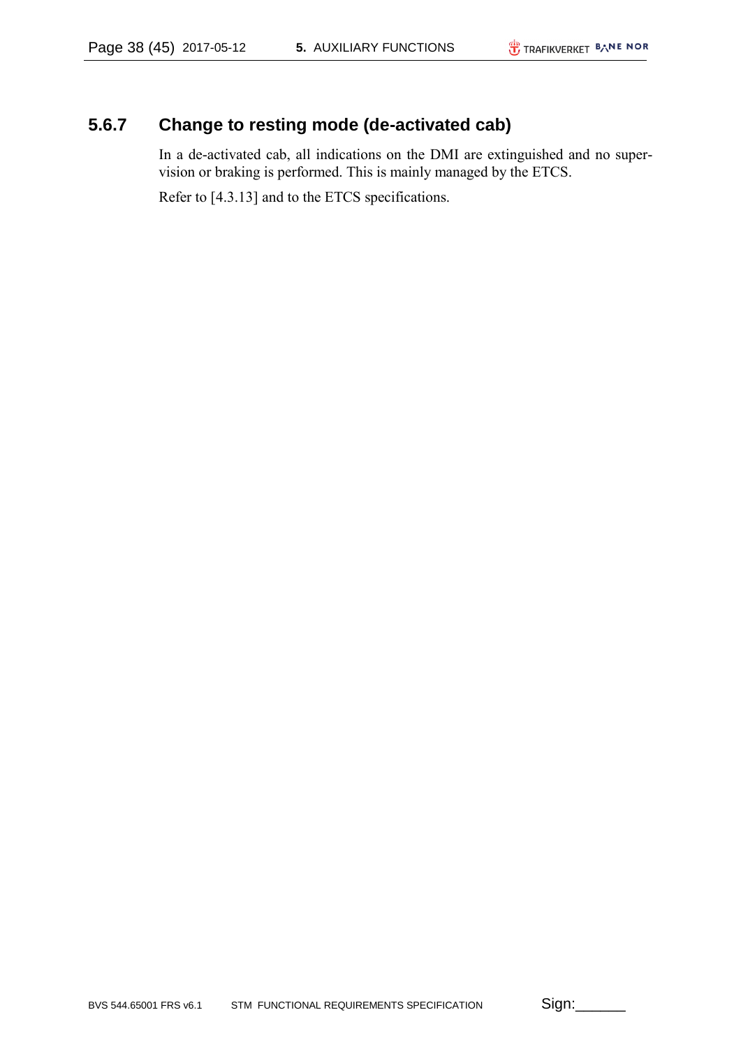### 5.6.7 Change to resting mode (de-activated cab)

In a de-activated cab, all indications on the DMI are extinguished and no supervision or braking is performed. This is mainly managed by the ETCS.

Refer to [4.3.13] and to the ETCS specifications.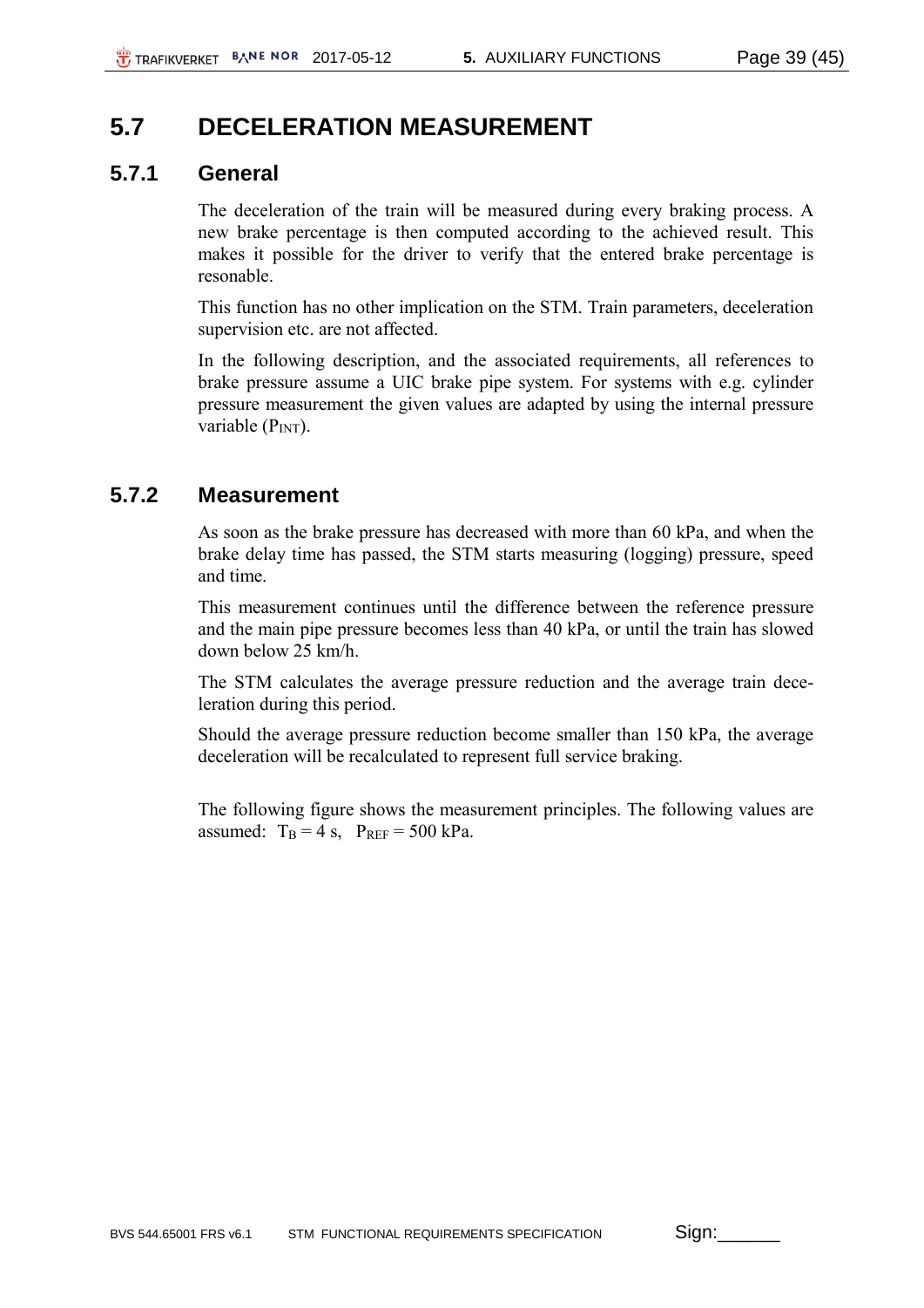## 5.7 DECELERATION MEASUREMENT

### 5.7.1 General

The deceleration of the train will be measured during every braking process. A new brake percentage is then computed according to the achieved result. This makes it possible for the driver to verify that the entered brake percentage is resonable.

This function has no other implication on the STM. Train parameters, deceleration supervision etc. are not affected.

In the following description, and the associated requirements, all references to brake pressure assume a UIC brake pipe system. For systems with e.g. cylinder pressure measurement the given values are adapted by using the internal pressure variable ($P_{INT}$).

### 5.7.2 Measurement

As soon as the brake pressure has decreased with more than 60 kPa, and when the brake delay time has passed, the STM starts measuring (logging) pressure, speed and time.

This measurement continues until the difference between the reference pressure and the main pipe pressure becomes less than 40 kPa, or until the train has slowed down below 25 km/h.

The STM calculates the average pressure reduction and the average train deceleration during this period.

Should the average pressure reduction become smaller than 150 kPa, the average deceleration will be recalculated to represent full service braking.

The following figure shows the measurement principles. The following values are assumed: $T_B = 4$ s, $P_{REF} = 500$ kPa.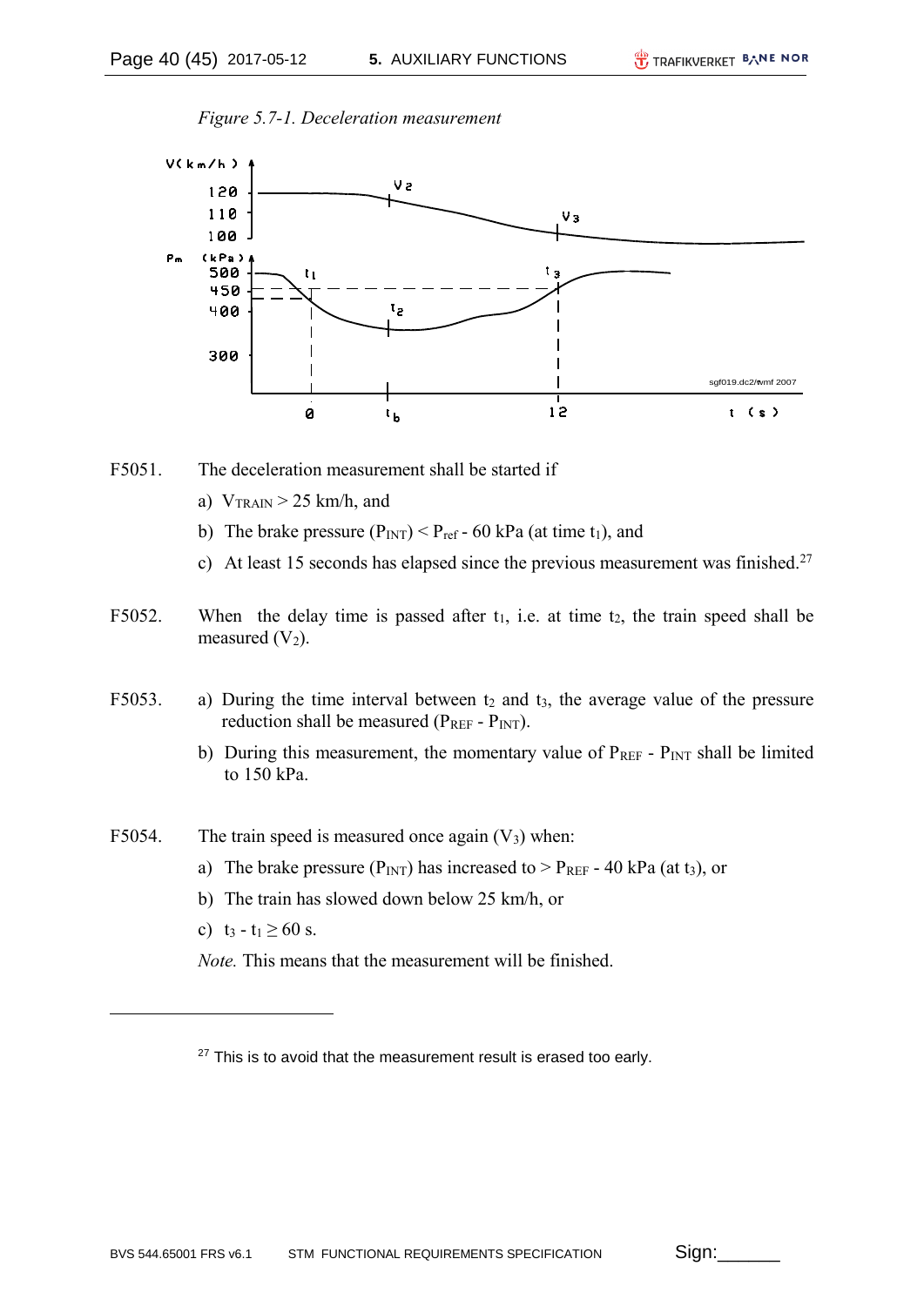*Figure 5.7-1. Deceleration measurement*

F5051. The deceleration measurement shall be started if

a) $V_{TRAIN} > 25$ km/h, and

b) The brake pressure ($P_{INT}$) < $P_{ref}$ - 60 kPa (at time $t_1$), and

c) At least 15 seconds has elapsed since the previous measurement was finished.[27]

F5052. When the delay time is passed after $t_1$, i.e. at time $t_2$, the train speed shall be measured ($V_2$).

F5053. a) During the time interval between $t_2$ and $t_3$, the average value of the pressure reduction shall be measured ($P_{REF}$ - $P_{INT}$).

b) During this measurement, the momentary value of $P_{REF}$ - $P_{INT}$ shall be limited to 150 kPa.

F5054. The train speed is measured once again ($V_3$) when:

a) The brake pressure ($P_{INT}$) has increased to > $P_{REF}$ - 40 kPa (at $t_3$), or

b) The train has slowed down below 25 km/h, or

c) $t_3 - t_1 \geq 60$ s.

*Note.* This means that the measurement will be finished.

[27] This is to avoid that the measurement result is erased too early.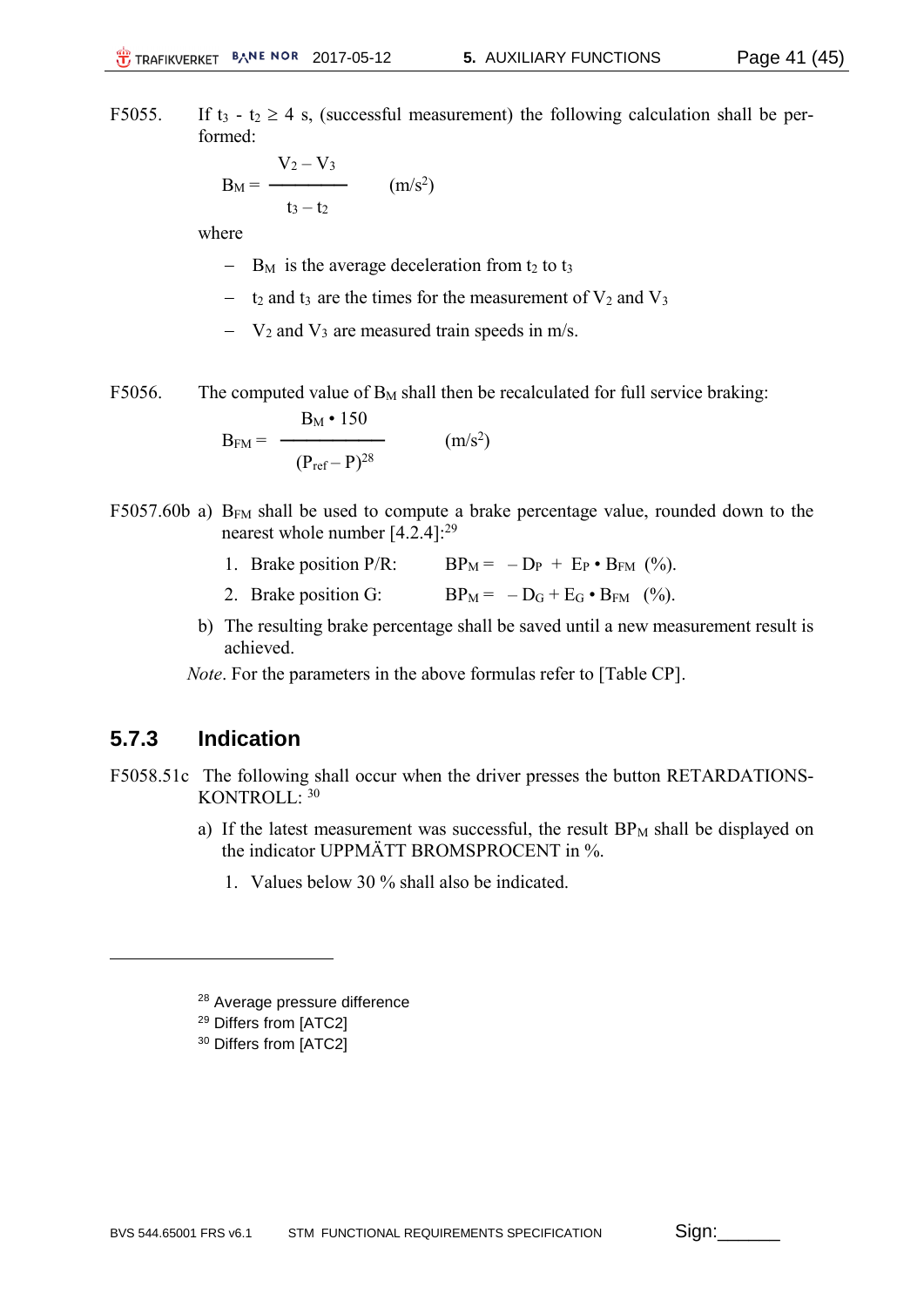F5055. If $t_3$ - $t_2$ ≥ 4 s, (successful measurement) the following calculation shall be performed:

$$B_M = \frac{V_2 - V_3}{t_3 - t_2} \qquad (m/s^2)$$

where

- $B_M$ is the average deceleration from $t_2$ to $t_3$
- $t_2$ and $t_3$ are the times for the measurement of $V_2$ and $V_3$
- $V_2$ and $V_3$ are measured train speeds in m/s.

F5056. The computed value of $B_M$ shall then be recalculated for full service braking:

$$B_{FM} = \frac{B_M \bullet 150}{(P_{ref} - P)^{28}} \qquad (m/s^2)$$

F5057.60b a) $B_{FM}$ shall be used to compute a brake percentage value, rounded down to the nearest whole number [4.2.4]:[29]

1. Brake position P/R: $BP_M = -D_P + E_P \bullet B_{FM}$ (%).
2. Brake position G: $BP_M = -D_G + E_G \bullet B_{FM}$ (%).

b) The resulting brake percentage shall be saved until a new measurement result is achieved.

*Note*. For the parameters in the above formulas refer to [Table CP].

### 5.7.3 Indication

F5058.51c The following shall occur when the driver presses the button RETARDATIONS-KONTROLL: [30]

a) If the latest measurement was successful, the result $BP_M$ shall be displayed on the indicator UPPMÄTT BROMSPROCENT in %.

1. Values below 30 % shall also be indicated.

---

[28] Average pressure difference
[29] Differs from [ATC2]
[30] Differs from [ATC2]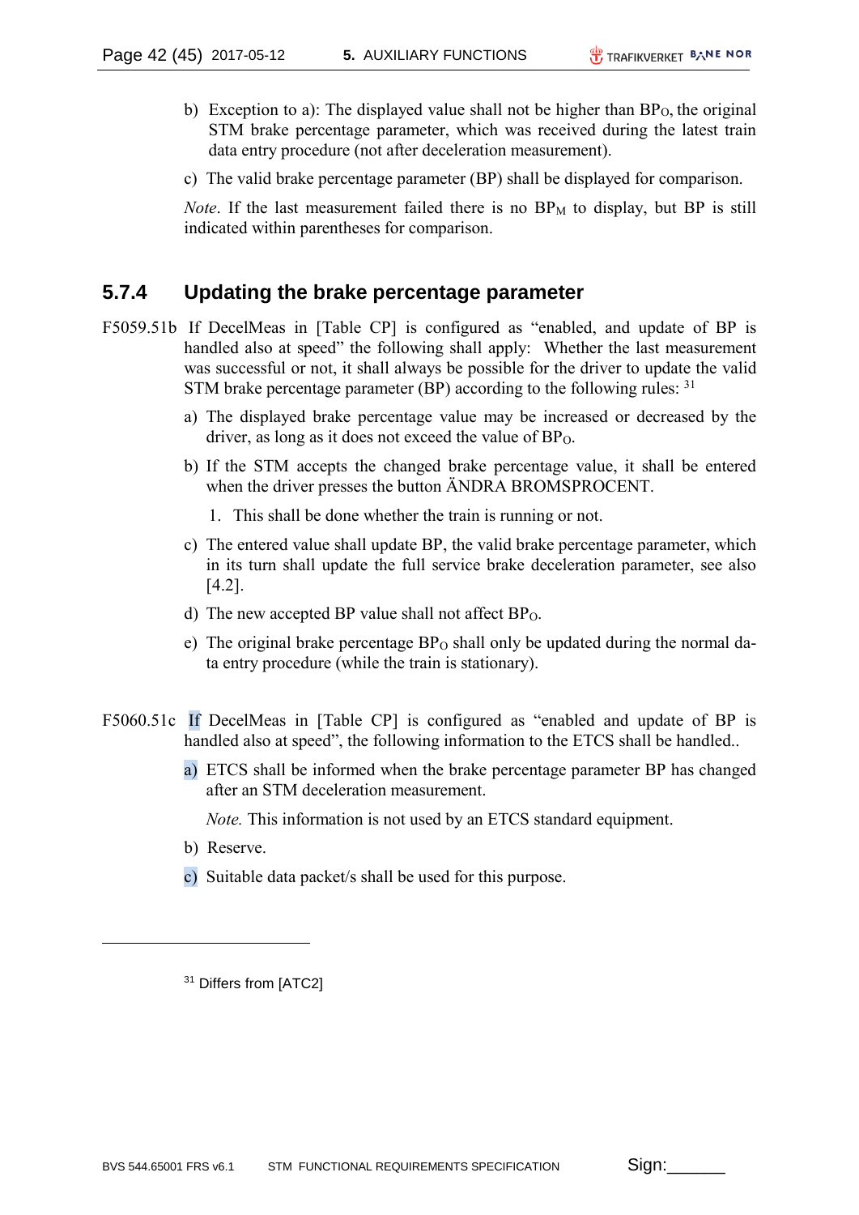b) Exception to a): The displayed value shall not be higher than $BP_O$, the original STM brake percentage parameter, which was received during the latest train data entry procedure (not after deceleration measurement).

c) The valid brake percentage parameter (BP) shall be displayed for comparison.

*Note*. If the last measurement failed there is no $BP_M$ to display, but BP is still indicated within parentheses for comparison.

### 5.7.4 Updating the brake percentage parameter

F5059.51b If DecelMeas in [Table CP] is configured as "enabled, and update of BP is handled also at speed" the following shall apply: Whether the last measurement was successful or not, it shall always be possible for the driver to update the valid STM brake percentage parameter (BP) according to the following rules: [31]

a) The displayed brake percentage value may be increased or decreased by the driver, as long as it does not exceed the value of $BP_O$.

b) If the STM accepts the changed brake percentage value, it shall be entered when the driver presses the button ÄNDRA BROMSPROCENT.

   1. This shall be done whether the train is running or not.

c) The entered value shall update BP, the valid brake percentage parameter, which in its turn shall update the full service brake deceleration parameter, see also [4.2].

d) The new accepted BP value shall not affect $BP_O$.

e) The original brake percentage $BP_O$ shall only be updated during the normal data entry procedure (while the train is stationary).

F5060.51c If DecelMeas in [Table CP] is configured as "enabled and update of BP is handled also at speed", the following information to the ETCS shall be handled..

a) ETCS shall be informed when the brake percentage parameter BP has changed after an STM deceleration measurement.

   *Note.* This information is not used by an ETCS standard equipment.

b) Reserve.

c) Suitable data packet/s shall be used for this purpose.

[31] Differs from [ATC2]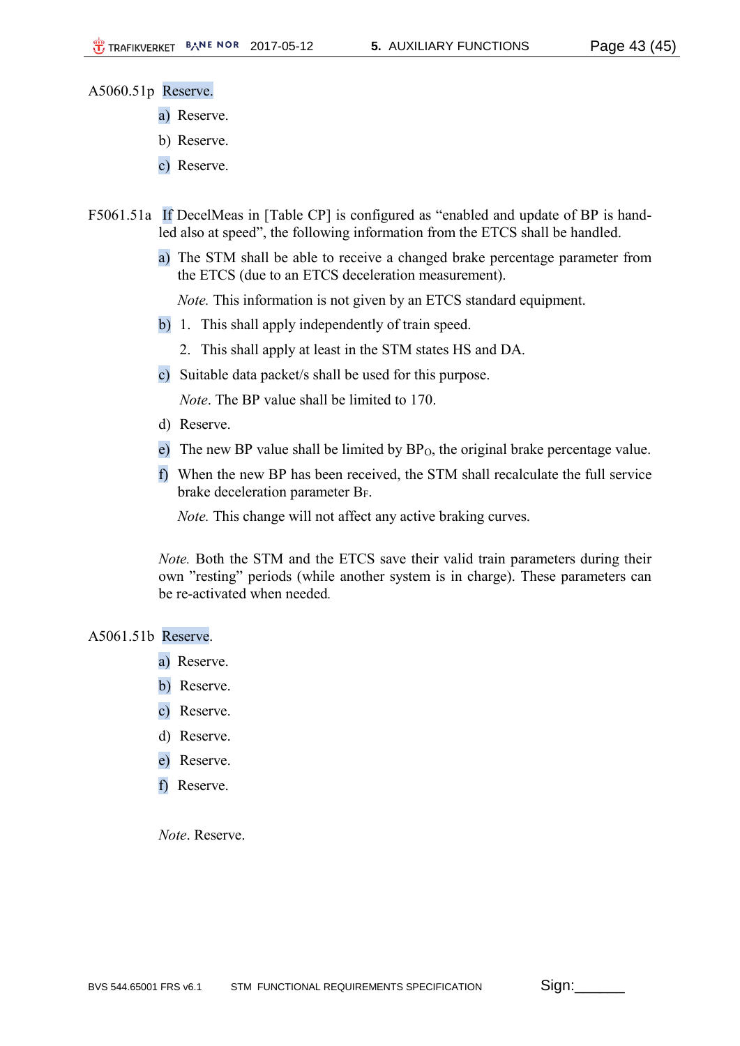A5060.51p Reserve.

a) Reserve.

b) Reserve.

c) Reserve.

F5061.51a If DecelMeas in [Table CP] is configured as “enabled and update of BP is handled also at speed”, the following information from the ETCS shall be handled.

a) The STM shall be able to receive a changed brake percentage parameter from the ETCS (due to an ETCS deceleration measurement).

   *Note.* This information is not given by an ETCS standard equipment.

b) 1. This shall apply independently of train speed.

   2. This shall apply at least in the STM states HS and DA.

c) Suitable data packet/s shall be used for this purpose.

   *Note*. The BP value shall be limited to 170.

d) Reserve.

e) The new BP value shall be limited by $BP_O$, the original brake percentage value.

f) When the new BP has been received, the STM shall recalculate the full service brake deceleration parameter $B_F$.

   *Note.* This change will not affect any active braking curves.

*Note.* Both the STM and the ETCS save their valid train parameters during their own ”resting” periods (while another system is in charge). These parameters can be re-activated when needed.

A5061.51b Reserve.

a) Reserve.

b) Reserve.

c) Reserve.

d) Reserve.

e) Reserve.

f) Reserve.

*Note*. Reserve.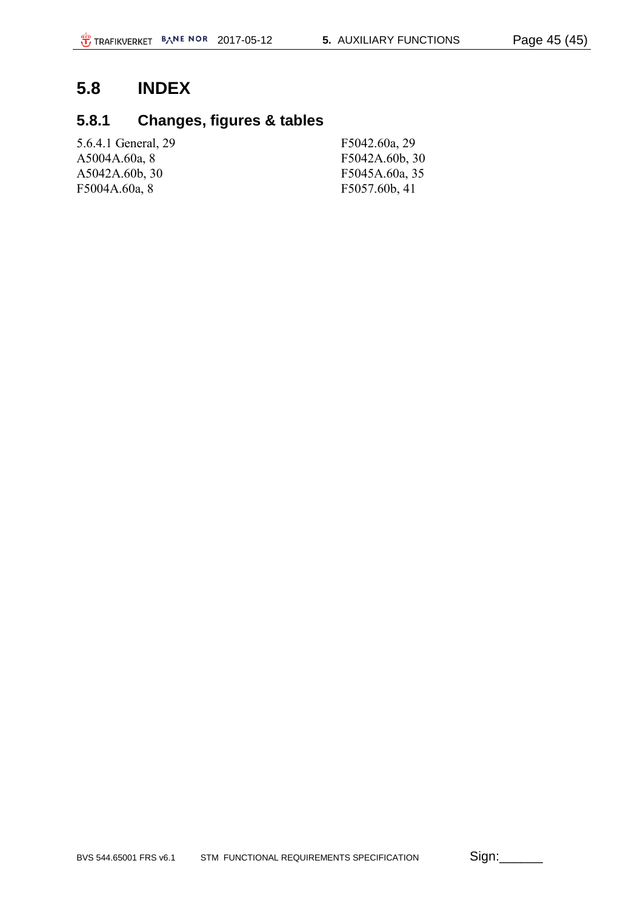# 5.8 INDEX

## 5.8.1 Changes, figures & tables

5.6.4.1 General, 29
A5004A.60a, 8
A5042A.60b, 30
F5004A.60a, 8
F5042.60a, 29
F5042A.60b, 30
F5045A.60a, 35
F5057.60b, 41